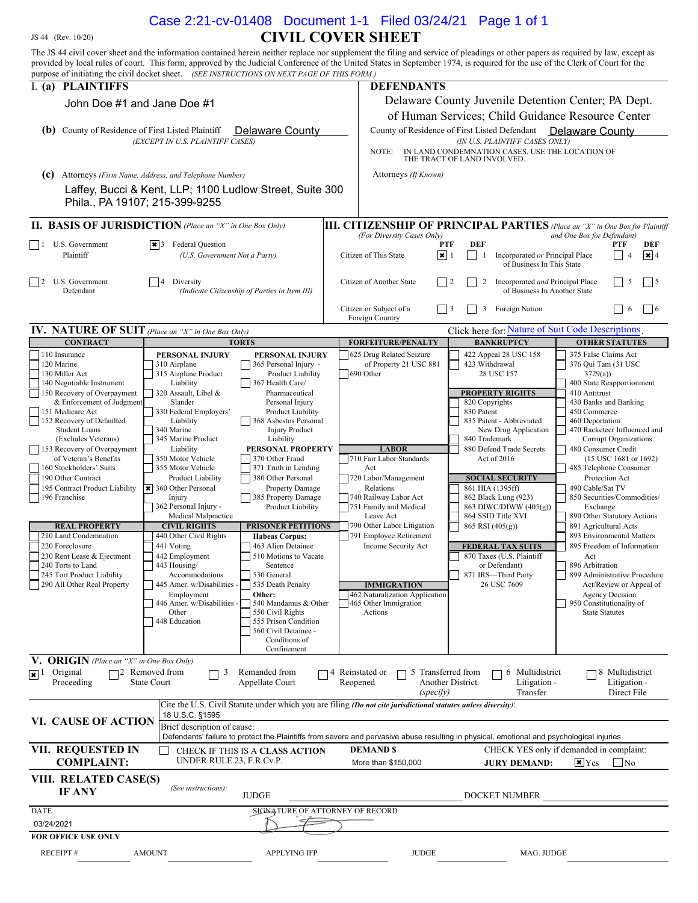JS 44 (Rev. 10/20)

# CIVIL COVER SHEET

The JS 44 civil cover sheet and the information contained herein neither replace nor supplement the filing and service of pleadings or other papers as required by law, except as provided by local rules of court. This form, approved by the Judicial Conference of the United States in September 1974, is required for the use of the Clerk of Court for the purpose of initiating the civil docket sheet. *(SEE INSTRUCTIONS ON NEXT PAGE OF THIS FORM.)*

## I. (a) PLAINTIFFS

John Doe #1 and Jane Doe #1

**(b)** County of Residence of First Listed Plaintiff: Delaware County
*(EXCEPT IN U.S. PLAINTIFF CASES)*

**(c)** Attorneys *(Firm Name, Address, and Telephone Number)*
Laffey, Bucci & Kent, LLP; 1100 Ludlow Street, Suite 300
Phila., PA 19107; 215-399-9255

## DEFENDANTS

Delaware County Juvenile Detention Center; PA Dept. of Human Services; Child Guidance Resource Center

County of Residence of First Listed Defendant: Delaware County
*(IN U.S. PLAINTIFF CASES ONLY)*

NOTE: IN LAND CONDEMNATION CASES, USE THE LOCATION OF THE TRACT OF LAND INVOLVED.

Attorneys *(If Known)*

## II. BASIS OF JURISDICTION *(Place an "X" in One Box Only)*

- ☐ 1 U.S. Government Plaintiff
- ☒ 3 Federal Question *(U.S. Government Not a Party)*
- ☐ 2 U.S. Government Defendant
- ☐ 4 Diversity *(Indicate Citizenship of Parties in Item III)*

## III. CITIZENSHIP OF PRINCIPAL PARTIES *(Place an "X" in One Box for Plaintiff and One Box for Defendant)* *(For Diversity Cases Only)*

| | PTF | DEF | | PTF | DEF |
|---|---|---|---|---|---|
| Citizen of This State | ☒ 1 | ☐ 1 | Incorporated *or* Principal Place of Business In This State | ☐ 4 | ☒ 4 |
| Citizen of Another State | ☐ 2 | ☐ 2 | Incorporated *and* Principal Place of Business In Another State | ☐ 5 | ☐ 5 |
| Citizen or Subject of a Foreign Country | ☐ 3 | ☐ 3 | Foreign Nation | ☐ 6 | ☐ 6 |

## IV. NATURE OF SUIT *(Place an "X" in One Box Only)*

Click here for: Nature of Suit Code Descriptions.

**CONTRACT**
- ☐ 110 Insurance
- ☐ 120 Marine
- ☐ 130 Miller Act
- ☐ 140 Negotiable Instrument
- ☐ 150 Recovery of Overpayment & Enforcement of Judgment
- ☐ 151 Medicare Act
- ☐ 152 Recovery of Defaulted Student Loans (Excludes Veterans)
- ☐ 153 Recovery of Overpayment of Veteran's Benefits
- ☐ 160 Stockholders' Suits
- ☐ 190 Other Contract
- ☐ 195 Contract Product Liability
- ☐ 196 Franchise

**REAL PROPERTY**
- ☐ 210 Land Condemnation
- ☐ 220 Foreclosure
- ☐ 230 Rent Lease & Ejectment
- ☐ 240 Torts to Land
- ☐ 245 Tort Product Liability
- ☐ 290 All Other Real Property

**TORTS — PERSONAL INJURY**
- ☐ 310 Airplane
- ☐ 315 Airplane Product Liability
- ☐ 320 Assault, Libel & Slander
- ☐ 330 Federal Employers' Liability
- ☐ 340 Marine
- ☐ 345 Marine Product Liability
- ☐ 350 Motor Vehicle
- ☐ 355 Motor Vehicle Product Liability
- ☒ 360 Other Personal Injury
- ☐ 362 Personal Injury - Medical Malpractice

**TORTS — PERSONAL INJURY**
- ☐ 365 Personal Injury - Product Liability
- ☐ 367 Health Care/ Pharmaceutical Personal Injury Product Liability
- ☐ 368 Asbestos Personal Injury Product Liability

**PERSONAL PROPERTY**
- ☐ 370 Other Fraud
- ☐ 371 Truth in Lending
- ☐ 380 Other Personal Property Damage
- ☐ 385 Property Damage Product Liability

**CIVIL RIGHTS**
- ☐ 440 Other Civil Rights
- ☐ 441 Voting
- ☐ 442 Employment
- ☐ 443 Housing/ Accommodations
- ☐ 445 Amer. w/Disabilities - Employment
- ☐ 446 Amer. w/Disabilities - Other
- ☐ 448 Education

**PRISONER PETITIONS**
Habeas Corpus:
- ☐ 463 Alien Detainee
- ☐ 510 Motions to Vacate Sentence
- ☐ 530 General
- ☐ 535 Death Penalty

Other:
- ☐ 540 Mandamus & Other
- ☐ 550 Civil Rights
- ☐ 555 Prison Condition
- ☐ 560 Civil Detainee - Conditions of Confinement

**FORFEITURE/PENALTY**
- ☐ 625 Drug Related Seizure of Property 21 USC 881
- ☐ 690 Other

**LABOR**
- ☐ 710 Fair Labor Standards Act
- ☐ 720 Labor/Management Relations
- ☐ 740 Railway Labor Act
- ☐ 751 Family and Medical Leave Act
- ☐ 790 Other Labor Litigation
- ☐ 791 Employee Retirement Income Security Act

**IMMIGRATION**
- ☐ 462 Naturalization Application
- ☐ 465 Other Immigration Actions

**BANKRUPTCY**
- ☐ 422 Appeal 28 USC 158
- ☐ 423 Withdrawal 28 USC 157

**PROPERTY RIGHTS**
- ☐ 820 Copyrights
- ☐ 830 Patent
- ☐ 835 Patent - Abbreviated New Drug Application
- ☐ 840 Trademark
- ☐ 880 Defend Trade Secrets Act of 2016

**SOCIAL SECURITY**
- ☐ 861 HIA (1395ff)
- ☐ 862 Black Lung (923)
- ☐ 863 DIWC/DIWW (405(g))
- ☐ 864 SSID Title XVI
- ☐ 865 RSI (405(g))

**FEDERAL TAX SUITS**
- ☐ 870 Taxes (U.S. Plaintiff or Defendant)
- ☐ 871 IRS—Third Party 26 USC 7609

**OTHER STATUTES**
- ☐ 375 False Claims Act
- ☐ 376 Qui Tam (31 USC 3729(a))
- ☐ 400 State Reapportionment
- ☐ 410 Antitrust
- ☐ 430 Banks and Banking
- ☐ 450 Commerce
- ☐ 460 Deportation
- ☐ 470 Racketeer Influenced and Corrupt Organizations
- ☐ 480 Consumer Credit (15 USC 1681 or 1692)
- ☐ 485 Telephone Consumer Protection Act
- ☐ 490 Cable/Sat TV
- ☐ 850 Securities/Commodities/ Exchange
- ☐ 890 Other Statutory Actions
- ☐ 891 Agricultural Acts
- ☐ 893 Environmental Matters
- ☐ 895 Freedom of Information Act
- ☐ 896 Arbitration
- ☐ 899 Administrative Procedure Act/Review or Appeal of Agency Decision
- ☐ 950 Constitutionality of State Statutes

## V. ORIGIN *(Place an "X" in One Box Only)*

- ☒ 1 Original Proceeding
- ☐ 2 Removed from State Court
- ☐ 3 Remanded from Appellate Court
- ☐ 4 Reinstated or Reopened
- ☐ 5 Transferred from Another District *(specify)*
- ☐ 6 Multidistrict Litigation - Transfer
- ☐ 8 Multidistrict Litigation - Direct File

## VI. CAUSE OF ACTION

Cite the U.S. Civil Statute under which you are filing ***(Do not cite jurisdictional statutes unless diversity)***:
18 U.S.C. §1595

Brief description of cause:
Defendants' failure to protect the Plaintiffs from severe and pervasive abuse resulting in physical, emotional and psychological injuries

## VII. REQUESTED IN COMPLAINT:

☐ CHECK IF THIS IS A **CLASS ACTION** UNDER RULE 23, F.R.Cv.P.

**DEMAND $** More than $150,000

CHECK YES only if demanded in complaint: **JURY DEMAND:** ☒ Yes ☐ No

## VIII. RELATED CASE(S) IF ANY

*(See instructions):* JUDGE ______ DOCKET NUMBER ______

DATE: 03/24/2021

SIGNATURE OF ATTORNEY OF RECORD

**FOR OFFICE USE ONLY**

RECEIPT # ______ AMOUNT ______ APPLYING IFP ______ JUDGE ______ MAG. JUDGE ______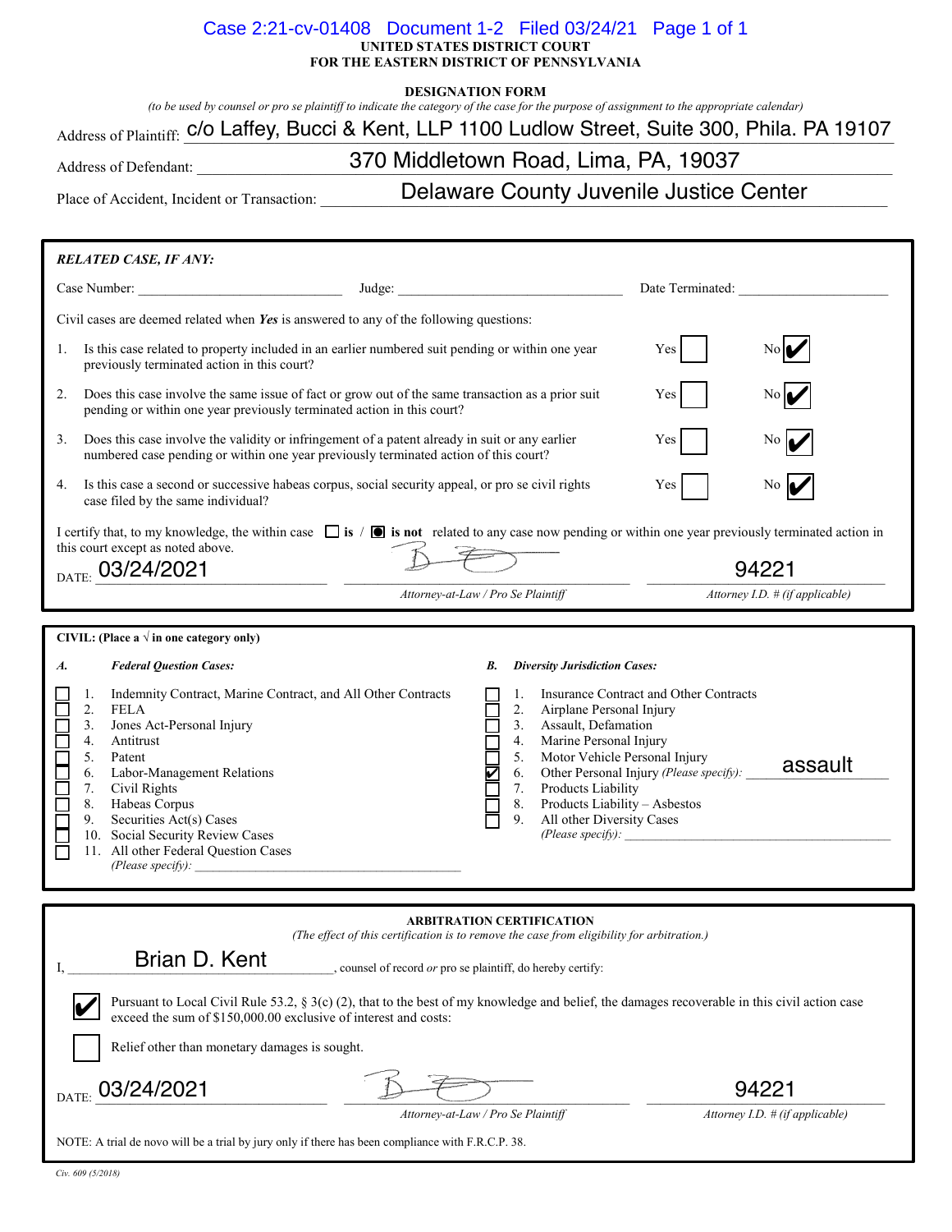UNITED STATES DISTRICT COURT
FOR THE EASTERN DISTRICT OF PENNSYLVANIA

**DESIGNATION FORM**

*(to be used by counsel or pro se plaintiff to indicate the category of the case for the purpose of assignment to the appropriate calendar)*

Address of Plaintiff: c/o Laffey, Bucci & Kent, LLP 1100 Ludlow Street, Suite 300, Phila. PA 19107

Address of Defendant: 370 Middletown Road, Lima, PA, 19037

Place of Accident, Incident or Transaction: Delaware County Juvenile Justice Center

***RELATED CASE, IF ANY:***

Case Number: ______________ Judge: ______________ Date Terminated: ______________

Civil cases are deemed related when ***Yes*** is answered to any of the following questions:

1. Is this case related to property included in an earlier numbered suit pending or within one year previously terminated action in this court? Yes ☐ No ☑
2. Does this case involve the same issue of fact or grow out of the same transaction as a prior suit pending or within one year previously terminated action in this court? Yes ☐ No ☑
3. Does this case involve the validity or infringement of a patent already in suit or any earlier numbered case pending or within one year previously terminated action of this court? Yes ☐ No ☑
4. Is this case a second or successive habeas corpus, social security appeal, or pro se civil rights case filed by the same individual? Yes ☐ No ☑

I certify that, to my knowledge, the within case ☐ **is** / ☒ **is not** related to any case now pending or within one year previously terminated action in this court except as noted above.

DATE: 03/24/2021 [signature] *Attorney-at-Law / Pro Se Plaintiff* 94221 *Attorney I.D. # (if applicable)*

**CIVIL: (Place a √ in one category only)**

***A. Federal Question Cases:***

- ☐ 1. Indemnity Contract, Marine Contract, and All Other Contracts
- ☐ 2. FELA
- ☐ 3. Jones Act-Personal Injury
- ☐ 4. Antitrust
- ☐ 5. Patent
- ☐ 6. Labor-Management Relations
- ☐ 7. Civil Rights
- ☐ 8. Habeas Corpus
- ☐ 9. Securities Act(s) Cases
- ☐ 10. Social Security Review Cases
- ☐ 11. All other Federal Question Cases *(Please specify):* ______________

***B. Diversity Jurisdiction Cases:***

- ☐ 1. Insurance Contract and Other Contracts
- ☐ 2. Airplane Personal Injury
- ☐ 3. Assault, Defamation
- ☐ 4. Marine Personal Injury
- ☐ 5. Motor Vehicle Personal Injury
- ☑ 6. Other Personal Injury *(Please specify):* assault
- ☐ 7. Products Liability
- ☐ 8. Products Liability – Asbestos
- ☐ 9. All other Diversity Cases *(Please specify):* ______________

**ARBITRATION CERTIFICATION**

*(The effect of this certification is to remove the case from eligibility for arbitration.)*

I, Brian D. Kent, counsel of record *or* pro se plaintiff, do hereby certify:

☑ Pursuant to Local Civil Rule 53.2, § 3(c) (2), that to the best of my knowledge and belief, the damages recoverable in this civil action case exceed the sum of $150,000.00 exclusive of interest and costs:

☐ Relief other than monetary damages is sought.

DATE: 03/24/2021 [signature] *Attorney-at-Law / Pro Se Plaintiff* 94221 *Attorney I.D. # (if applicable)*

NOTE: A trial de novo will be a trial by jury only if there has been compliance with F.R.C.P. 38.

Civ. 609 (5/2018)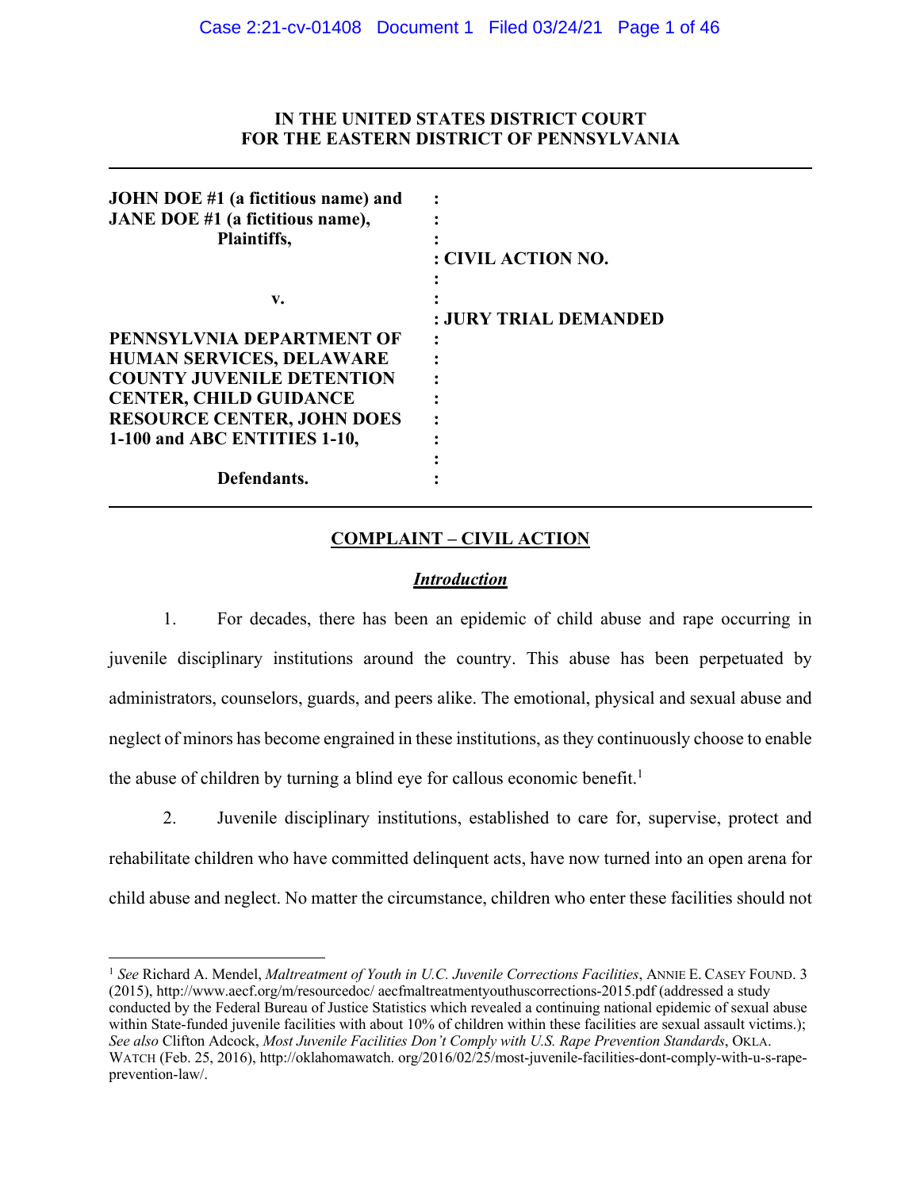# IN THE UNITED STATES DISTRICT COURT FOR THE EASTERN DISTRICT OF PENNSYLVANIA

| | |
|---|---|
| **JOHN DOE #1 (a fictitious name) and JANE DOE #1 (a fictitious name), Plaintiffs,** | : **CIVIL ACTION NO.** |
| **v.** | : **JURY TRIAL DEMANDED** |
| **PENNSYLVNIA DEPARTMENT OF HUMAN SERVICES, DELAWARE COUNTY JUVENILE DETENTION CENTER, CHILD GUIDANCE RESOURCE CENTER, JOHN DOES 1-100 and ABC ENTITIES 1-10,** | : |
| **Defendants.** | : |

## COMPLAINT – CIVIL ACTION

### *Introduction*

1. For decades, there has been an epidemic of child abuse and rape occurring in juvenile disciplinary institutions around the country. This abuse has been perpetuated by administrators, counselors, guards, and peers alike. The emotional, physical and sexual abuse and neglect of minors has become engrained in these institutions, as they continuously choose to enable the abuse of children by turning a blind eye for callous economic benefit.[1]

2. Juvenile disciplinary institutions, established to care for, supervise, protect and rehabilitate children who have committed delinquent acts, have now turned into an open arena for child abuse and neglect. No matter the circumstance, children who enter these facilities should not

---

[1] *See* Richard A. Mendel, *Maltreatment of Youth in U.C. Juvenile Corrections Facilities*, ANNIE E. CASEY FOUND. 3 (2015), http://www.aecf.org/m/resourcedoc/ aecfmaltreatmentyouthuscorrections-2015.pdf (addressed a study conducted by the Federal Bureau of Justice Statistics which revealed a continuing national epidemic of sexual abuse within State-funded juvenile facilities with about 10% of children within these facilities are sexual assault victims.); *See also* Clifton Adcock, *Most Juvenile Facilities Don't Comply with U.S. Rape Prevention Standards*, OKLA. WATCH (Feb. 25, 2016), http://oklahomawatch. org/2016/02/25/most-juvenile-facilities-dont-comply-with-u-s-rape-prevention-law/.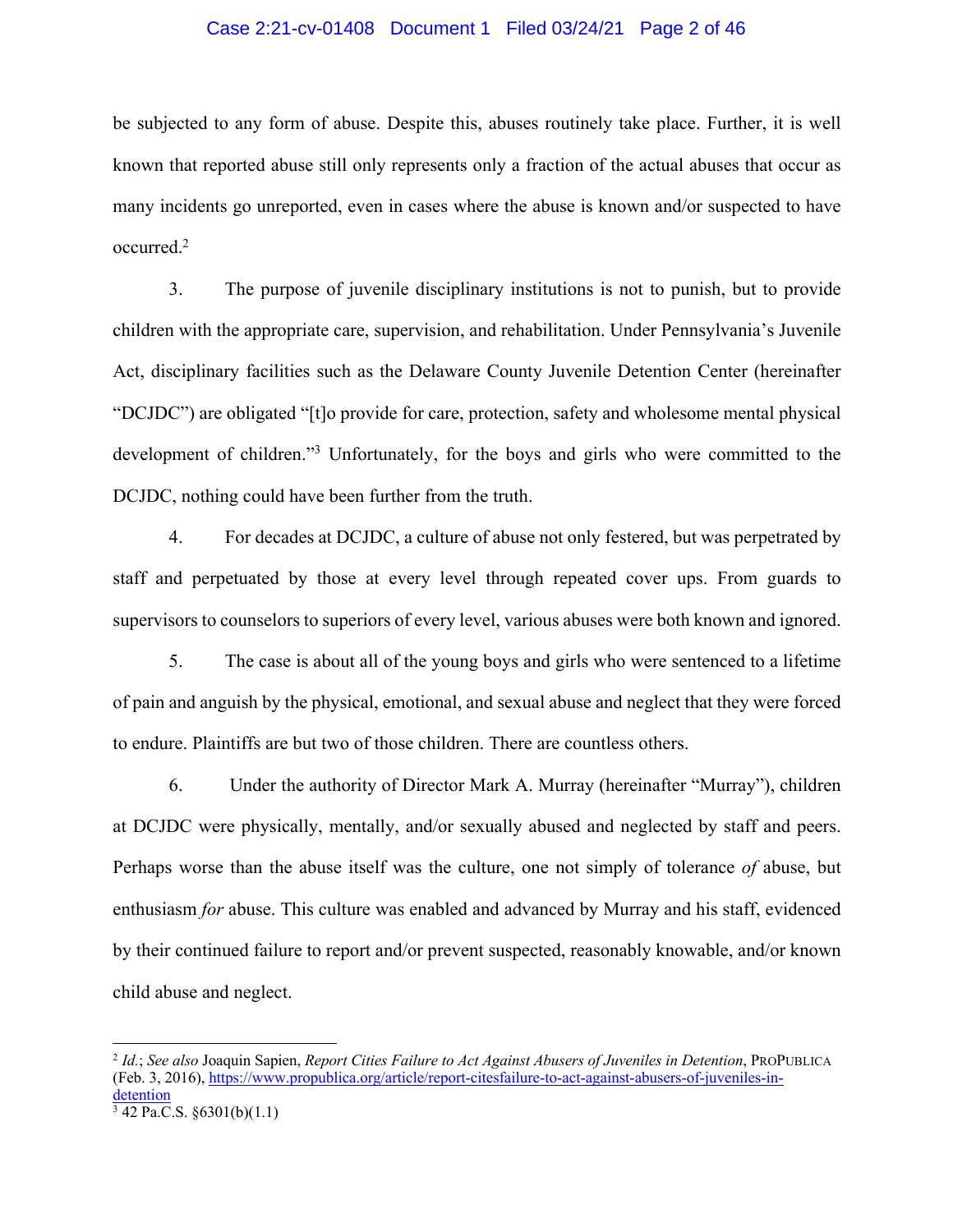be subjected to any form of abuse. Despite this, abuses routinely take place. Further, it is well known that reported abuse still only represents only a fraction of the actual abuses that occur as many incidents go unreported, even in cases where the abuse is known and/or suspected to have occurred.[2]

3. The purpose of juvenile disciplinary institutions is not to punish, but to provide children with the appropriate care, supervision, and rehabilitation. Under Pennsylvania's Juvenile Act, disciplinary facilities such as the Delaware County Juvenile Detention Center (hereinafter "DCJDC") are obligated "[t]o provide for care, protection, safety and wholesome mental physical development of children."[3] Unfortunately, for the boys and girls who were committed to the DCJDC, nothing could have been further from the truth.

4. For decades at DCJDC, a culture of abuse not only festered, but was perpetrated by staff and perpetuated by those at every level through repeated cover ups. From guards to supervisors to counselors to superiors of every level, various abuses were both known and ignored.

5. The case is about all of the young boys and girls who were sentenced to a lifetime of pain and anguish by the physical, emotional, and sexual abuse and neglect that they were forced to endure. Plaintiffs are but two of those children. There are countless others.

6. Under the authority of Director Mark A. Murray (hereinafter "Murray"), children at DCJDC were physically, mentally, and/or sexually abused and neglected by staff and peers. Perhaps worse than the abuse itself was the culture, one not simply of tolerance *of* abuse, but enthusiasm *for* abuse. This culture was enabled and advanced by Murray and his staff, evidenced by their continued failure to report and/or prevent suspected, reasonably knowable, and/or known child abuse and neglect.

---

[2] *Id.*; *See also* Joaquin Sapien, *Report Cities Failure to Act Against Abusers of Juveniles in Detention*, PROPUBLICA (Feb. 3, 2016), https://www.propublica.org/article/report-citesfailure-to-act-against-abusers-of-juveniles-in-detention

[3] 42 Pa.C.S. §6301(b)(1.1)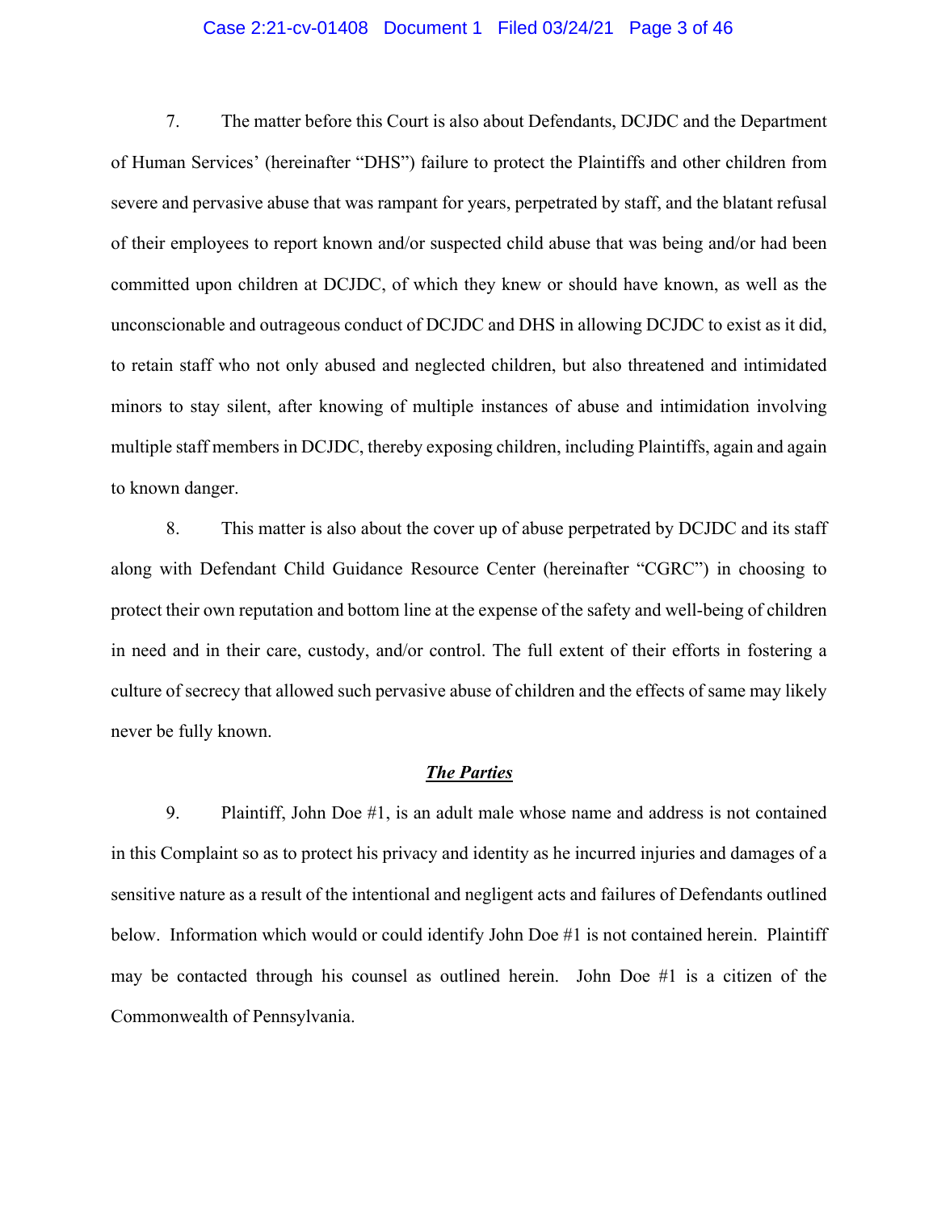7. The matter before this Court is also about Defendants, DCJDC and the Department of Human Services' (hereinafter "DHS") failure to protect the Plaintiffs and other children from severe and pervasive abuse that was rampant for years, perpetrated by staff, and the blatant refusal of their employees to report known and/or suspected child abuse that was being and/or had been committed upon children at DCJDC, of which they knew or should have known, as well as the unconscionable and outrageous conduct of DCJDC and DHS in allowing DCJDC to exist as it did, to retain staff who not only abused and neglected children, but also threatened and intimidated minors to stay silent, after knowing of multiple instances of abuse and intimidation involving multiple staff members in DCJDC, thereby exposing children, including Plaintiffs, again and again to known danger.

8. This matter is also about the cover up of abuse perpetrated by DCJDC and its staff along with Defendant Child Guidance Resource Center (hereinafter "CGRC") in choosing to protect their own reputation and bottom line at the expense of the safety and well-being of children in need and in their care, custody, and/or control. The full extent of their efforts in fostering a culture of secrecy that allowed such pervasive abuse of children and the effects of same may likely never be fully known.

## ***The Parties***

9. Plaintiff, John Doe #1, is an adult male whose name and address is not contained in this Complaint so as to protect his privacy and identity as he incurred injuries and damages of a sensitive nature as a result of the intentional and negligent acts and failures of Defendants outlined below. Information which would or could identify John Doe #1 is not contained herein. Plaintiff may be contacted through his counsel as outlined herein. John Doe #1 is a citizen of the Commonwealth of Pennsylvania.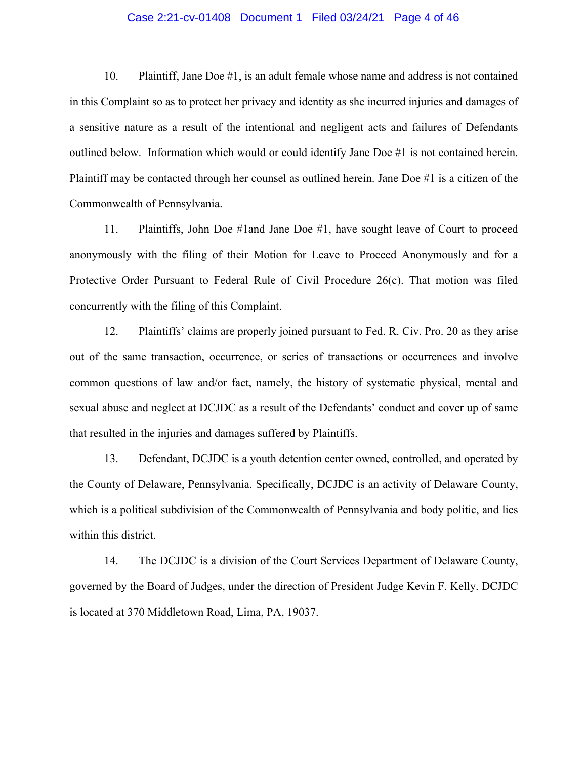10. Plaintiff, Jane Doe #1, is an adult female whose name and address is not contained in this Complaint so as to protect her privacy and identity as she incurred injuries and damages of a sensitive nature as a result of the intentional and negligent acts and failures of Defendants outlined below. Information which would or could identify Jane Doe #1 is not contained herein. Plaintiff may be contacted through her counsel as outlined herein. Jane Doe #1 is a citizen of the Commonwealth of Pennsylvania.

11. Plaintiffs, John Doe #1and Jane Doe #1, have sought leave of Court to proceed anonymously with the filing of their Motion for Leave to Proceed Anonymously and for a Protective Order Pursuant to Federal Rule of Civil Procedure 26(c). That motion was filed concurrently with the filing of this Complaint.

12. Plaintiffs' claims are properly joined pursuant to Fed. R. Civ. Pro. 20 as they arise out of the same transaction, occurrence, or series of transactions or occurrences and involve common questions of law and/or fact, namely, the history of systematic physical, mental and sexual abuse and neglect at DCJDC as a result of the Defendants' conduct and cover up of same that resulted in the injuries and damages suffered by Plaintiffs.

13. Defendant, DCJDC is a youth detention center owned, controlled, and operated by the County of Delaware, Pennsylvania. Specifically, DCJDC is an activity of Delaware County, which is a political subdivision of the Commonwealth of Pennsylvania and body politic, and lies within this district.

14. The DCJDC is a division of the Court Services Department of Delaware County, governed by the Board of Judges, under the direction of President Judge Kevin F. Kelly. DCJDC is located at 370 Middletown Road, Lima, PA, 19037.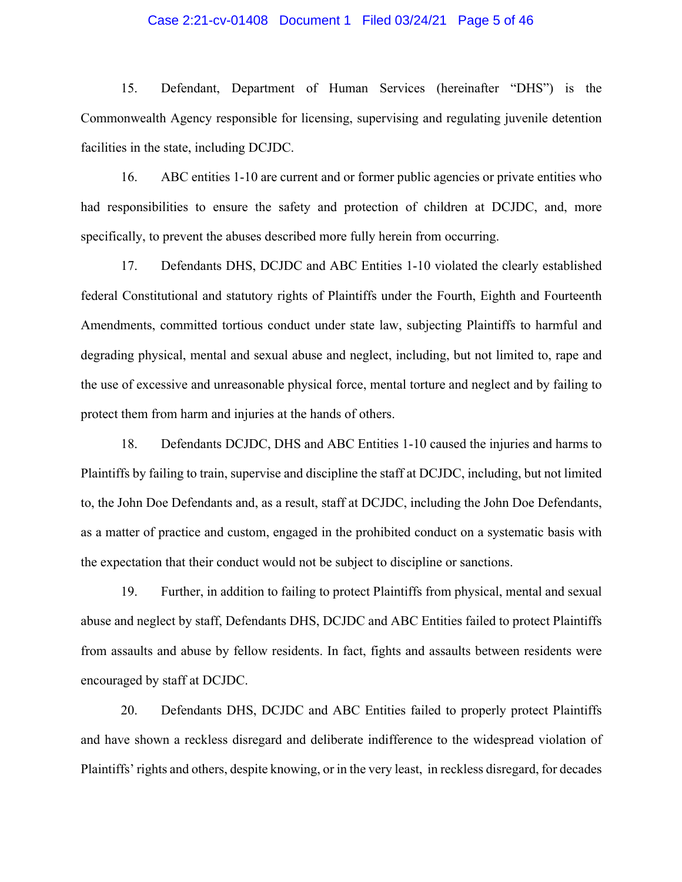15. Defendant, Department of Human Services (hereinafter "DHS") is the Commonwealth Agency responsible for licensing, supervising and regulating juvenile detention facilities in the state, including DCJDC.

16. ABC entities 1-10 are current and or former public agencies or private entities who had responsibilities to ensure the safety and protection of children at DCJDC, and, more specifically, to prevent the abuses described more fully herein from occurring.

17. Defendants DHS, DCJDC and ABC Entities 1-10 violated the clearly established federal Constitutional and statutory rights of Plaintiffs under the Fourth, Eighth and Fourteenth Amendments, committed tortious conduct under state law, subjecting Plaintiffs to harmful and degrading physical, mental and sexual abuse and neglect, including, but not limited to, rape and the use of excessive and unreasonable physical force, mental torture and neglect and by failing to protect them from harm and injuries at the hands of others.

18. Defendants DCJDC, DHS and ABC Entities 1-10 caused the injuries and harms to Plaintiffs by failing to train, supervise and discipline the staff at DCJDC, including, but not limited to, the John Doe Defendants and, as a result, staff at DCJDC, including the John Doe Defendants, as a matter of practice and custom, engaged in the prohibited conduct on a systematic basis with the expectation that their conduct would not be subject to discipline or sanctions.

19. Further, in addition to failing to protect Plaintiffs from physical, mental and sexual abuse and neglect by staff, Defendants DHS, DCJDC and ABC Entities failed to protect Plaintiffs from assaults and abuse by fellow residents. In fact, fights and assaults between residents were encouraged by staff at DCJDC.

20. Defendants DHS, DCJDC and ABC Entities failed to properly protect Plaintiffs and have shown a reckless disregard and deliberate indifference to the widespread violation of Plaintiffs' rights and others, despite knowing, or in the very least, in reckless disregard, for decades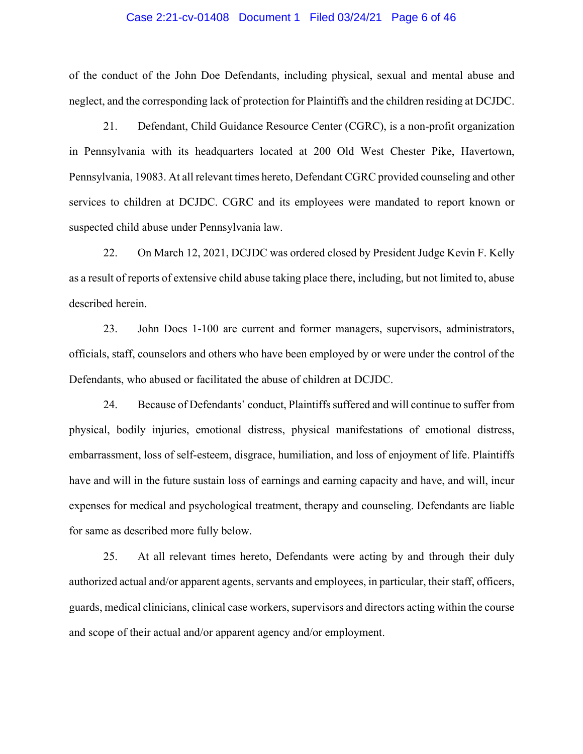of the conduct of the John Doe Defendants, including physical, sexual and mental abuse and neglect, and the corresponding lack of protection for Plaintiffs and the children residing at DCJDC.

21. Defendant, Child Guidance Resource Center (CGRC), is a non-profit organization in Pennsylvania with its headquarters located at 200 Old West Chester Pike, Havertown, Pennsylvania, 19083. At all relevant times hereto, Defendant CGRC provided counseling and other services to children at DCJDC. CGRC and its employees were mandated to report known or suspected child abuse under Pennsylvania law.

22. On March 12, 2021, DCJDC was ordered closed by President Judge Kevin F. Kelly as a result of reports of extensive child abuse taking place there, including, but not limited to, abuse described herein.

23. John Does 1-100 are current and former managers, supervisors, administrators, officials, staff, counselors and others who have been employed by or were under the control of the Defendants, who abused or facilitated the abuse of children at DCJDC.

24. Because of Defendants' conduct, Plaintiffs suffered and will continue to suffer from physical, bodily injuries, emotional distress, physical manifestations of emotional distress, embarrassment, loss of self-esteem, disgrace, humiliation, and loss of enjoyment of life. Plaintiffs have and will in the future sustain loss of earnings and earning capacity and have, and will, incur expenses for medical and psychological treatment, therapy and counseling. Defendants are liable for same as described more fully below.

25. At all relevant times hereto, Defendants were acting by and through their duly authorized actual and/or apparent agents, servants and employees, in particular, their staff, officers, guards, medical clinicians, clinical case workers, supervisors and directors acting within the course and scope of their actual and/or apparent agency and/or employment.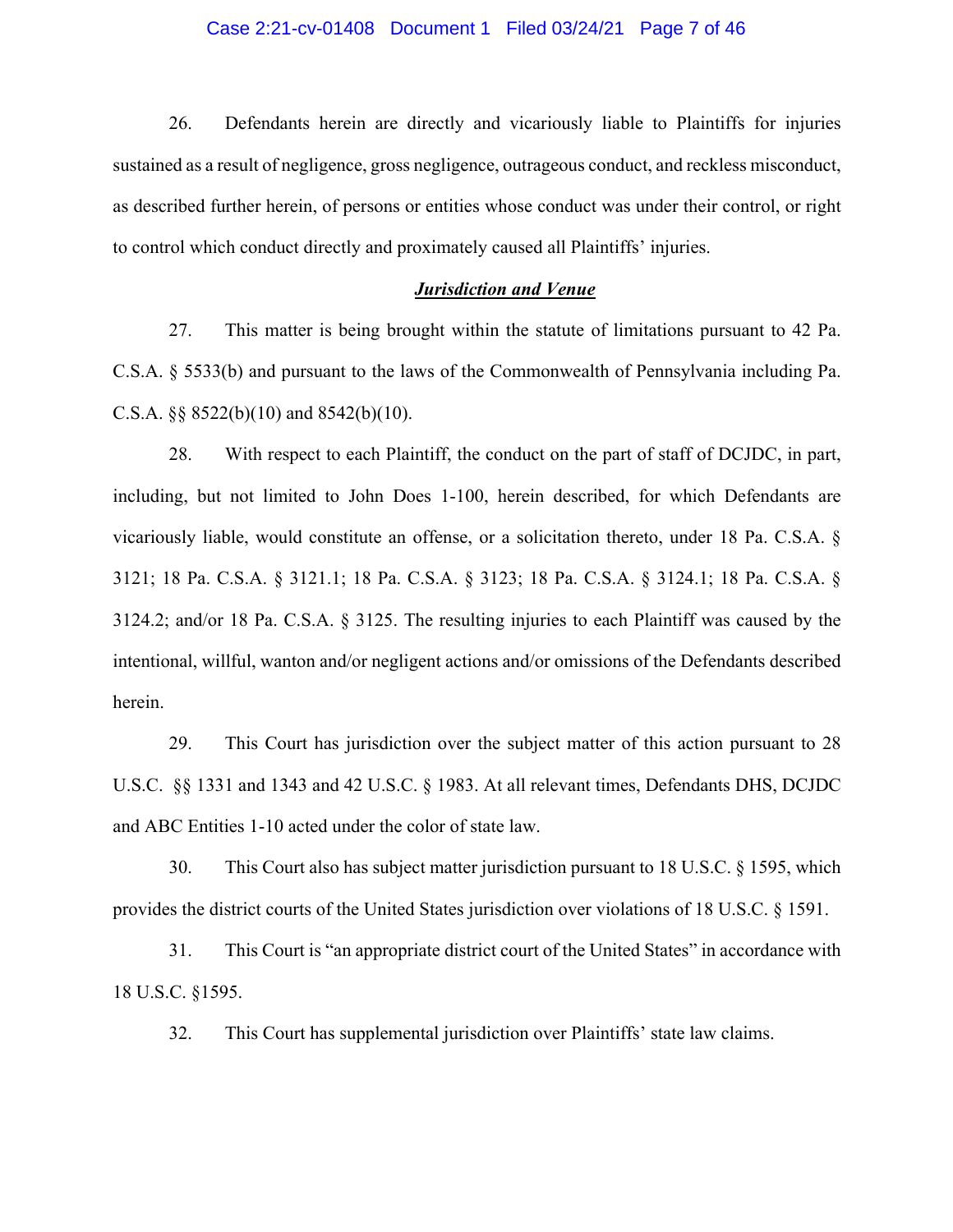26. Defendants herein are directly and vicariously liable to Plaintiffs for injuries sustained as a result of negligence, gross negligence, outrageous conduct, and reckless misconduct, as described further herein, of persons or entities whose conduct was under their control, or right to control which conduct directly and proximately caused all Plaintiffs' injuries.

## ***Jurisdiction and Venue***

27. This matter is being brought within the statute of limitations pursuant to 42 Pa. C.S.A. § 5533(b) and pursuant to the laws of the Commonwealth of Pennsylvania including Pa. C.S.A. §§ 8522(b)(10) and 8542(b)(10).

28. With respect to each Plaintiff, the conduct on the part of staff of DCJDC, in part, including, but not limited to John Does 1-100, herein described, for which Defendants are vicariously liable, would constitute an offense, or a solicitation thereto, under 18 Pa. C.S.A. § 3121; 18 Pa. C.S.A. § 3121.1; 18 Pa. C.S.A. § 3123; 18 Pa. C.S.A. § 3124.1; 18 Pa. C.S.A. § 3124.2; and/or 18 Pa. C.S.A. § 3125. The resulting injuries to each Plaintiff was caused by the intentional, willful, wanton and/or negligent actions and/or omissions of the Defendants described herein.

29. This Court has jurisdiction over the subject matter of this action pursuant to 28 U.S.C. §§ 1331 and 1343 and 42 U.S.C. § 1983. At all relevant times, Defendants DHS, DCJDC and ABC Entities 1-10 acted under the color of state law.

30. This Court also has subject matter jurisdiction pursuant to 18 U.S.C. § 1595, which provides the district courts of the United States jurisdiction over violations of 18 U.S.C. § 1591.

31. This Court is "an appropriate district court of the United States" in accordance with 18 U.S.C. §1595.

32. This Court has supplemental jurisdiction over Plaintiffs' state law claims.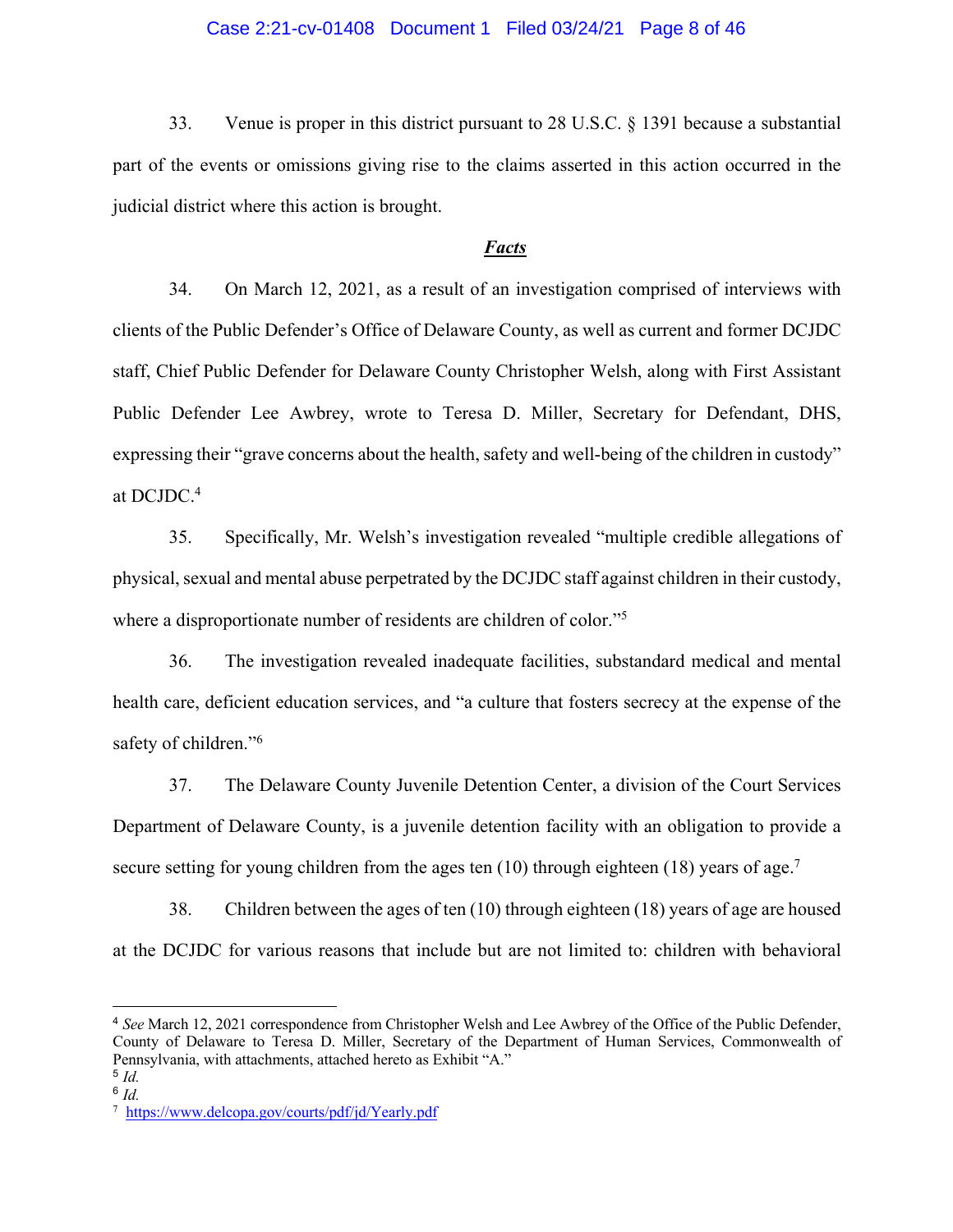33. Venue is proper in this district pursuant to 28 U.S.C. § 1391 because a substantial part of the events or omissions giving rise to the claims asserted in this action occurred in the judicial district where this action is brought.

***Facts***

34. On March 12, 2021, as a result of an investigation comprised of interviews with clients of the Public Defender's Office of Delaware County, as well as current and former DCJDC staff, Chief Public Defender for Delaware County Christopher Welsh, along with First Assistant Public Defender Lee Awbrey, wrote to Teresa D. Miller, Secretary for Defendant, DHS, expressing their "grave concerns about the health, safety and well-being of the children in custody" at DCJDC.[4]

35. Specifically, Mr. Welsh's investigation revealed "multiple credible allegations of physical, sexual and mental abuse perpetrated by the DCJDC staff against children in their custody, where a disproportionate number of residents are children of color."[5]

36. The investigation revealed inadequate facilities, substandard medical and mental health care, deficient education services, and "a culture that fosters secrecy at the expense of the safety of children."[6]

37. The Delaware County Juvenile Detention Center, a division of the Court Services Department of Delaware County, is a juvenile detention facility with an obligation to provide a secure setting for young children from the ages ten (10) through eighteen (18) years of age.[7]

38. Children between the ages of ten (10) through eighteen (18) years of age are housed at the DCJDC for various reasons that include but are not limited to: children with behavioral

---

[4] *See* March 12, 2021 correspondence from Christopher Welsh and Lee Awbrey of the Office of the Public Defender, County of Delaware to Teresa D. Miller, Secretary of the Department of Human Services, Commonwealth of Pennsylvania, with attachments, attached hereto as Exhibit "A."

[5] *Id.*

[6] *Id.*

[7] https://www.delcopa.gov/courts/pdf/jd/Yearly.pdf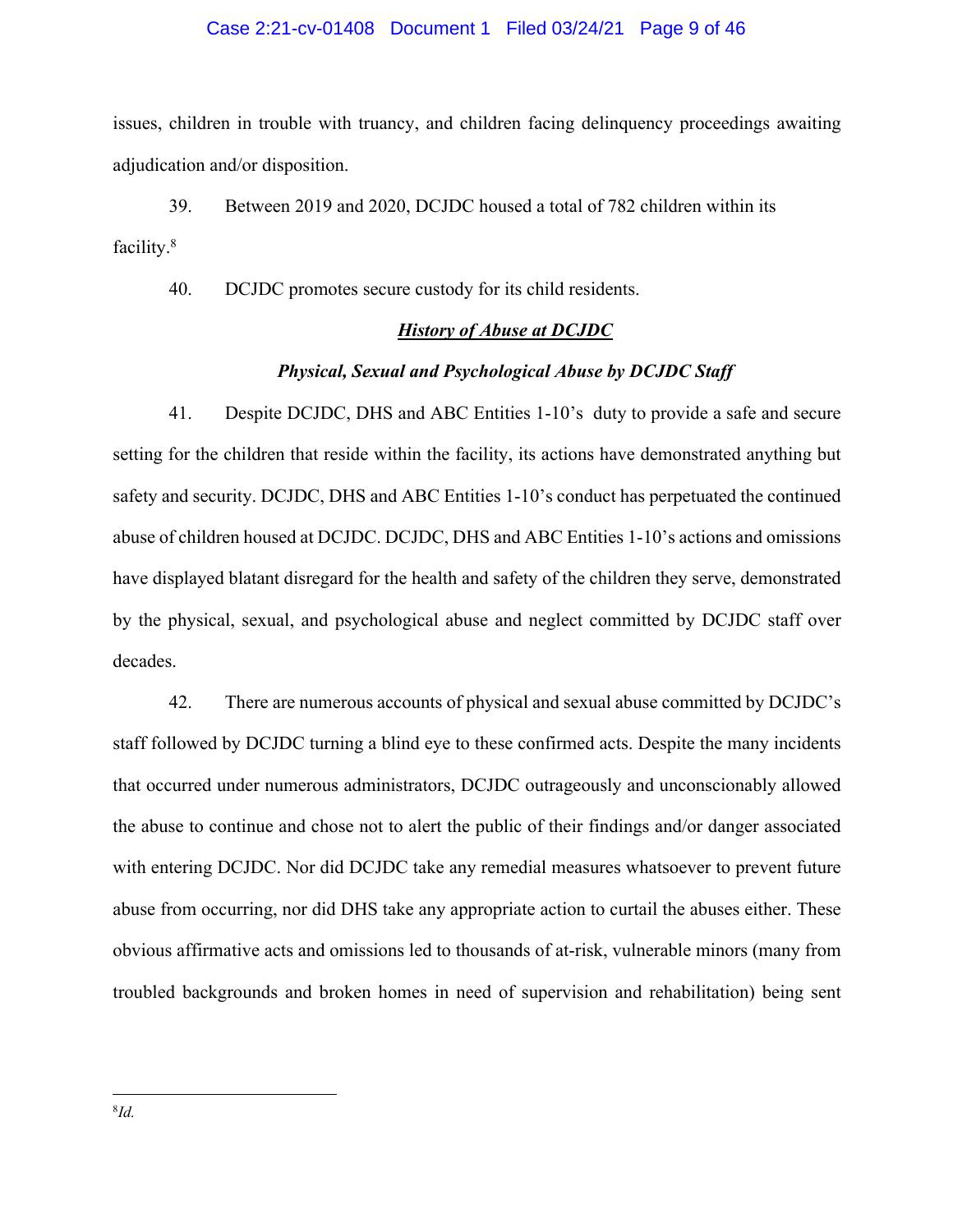issues, children in trouble with truancy, and children facing delinquency proceedings awaiting adjudication and/or disposition.

39. Between 2019 and 2020, DCJDC housed a total of 782 children within its facility.[8]

40. DCJDC promotes secure custody for its child residents.

***History of Abuse at DCJDC***

***Physical, Sexual and Psychological Abuse by DCJDC Staff***

41. Despite DCJDC, DHS and ABC Entities 1-10's duty to provide a safe and secure setting for the children that reside within the facility, its actions have demonstrated anything but safety and security. DCJDC, DHS and ABC Entities 1-10's conduct has perpetuated the continued abuse of children housed at DCJDC. DCJDC, DHS and ABC Entities 1-10's actions and omissions have displayed blatant disregard for the health and safety of the children they serve, demonstrated by the physical, sexual, and psychological abuse and neglect committed by DCJDC staff over decades.

42. There are numerous accounts of physical and sexual abuse committed by DCJDC's staff followed by DCJDC turning a blind eye to these confirmed acts. Despite the many incidents that occurred under numerous administrators, DCJDC outrageously and unconscionably allowed the abuse to continue and chose not to alert the public of their findings and/or danger associated with entering DCJDC. Nor did DCJDC take any remedial measures whatsoever to prevent future abuse from occurring, nor did DHS take any appropriate action to curtail the abuses either. These obvious affirmative acts and omissions led to thousands of at-risk, vulnerable minors (many from troubled backgrounds and broken homes in need of supervision and rehabilitation) being sent

---

[8] *Id.*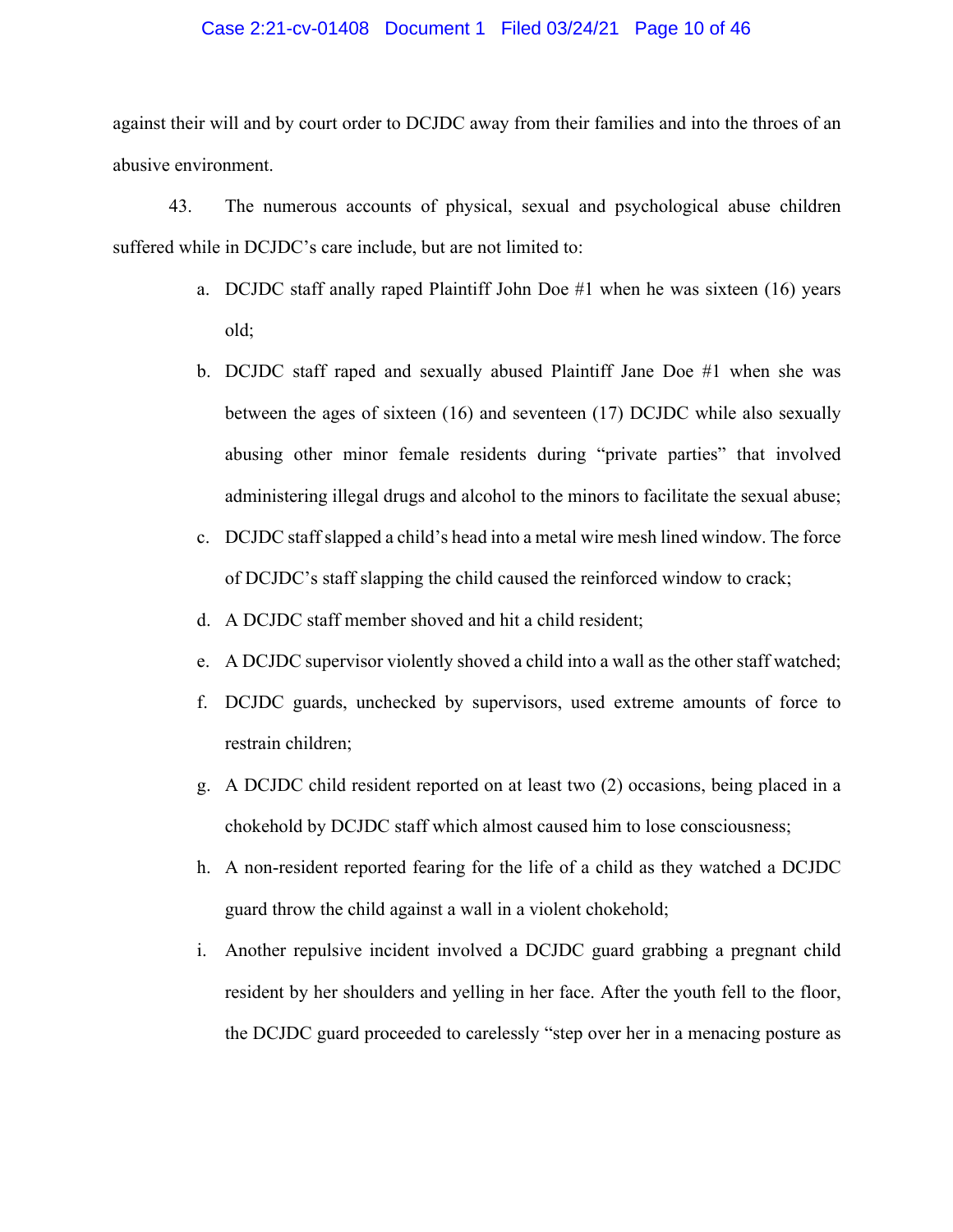against their will and by court order to DCJDC away from their families and into the throes of an abusive environment.

43. The numerous accounts of physical, sexual and psychological abuse children suffered while in DCJDC's care include, but are not limited to:

a. DCJDC staff anally raped Plaintiff John Doe #1 when he was sixteen (16) years old;

b. DCJDC staff raped and sexually abused Plaintiff Jane Doe #1 when she was between the ages of sixteen (16) and seventeen (17) DCJDC while also sexually abusing other minor female residents during "private parties" that involved administering illegal drugs and alcohol to the minors to facilitate the sexual abuse;

c. DCJDC staff slapped a child's head into a metal wire mesh lined window. The force of DCJDC's staff slapping the child caused the reinforced window to crack;

d. A DCJDC staff member shoved and hit a child resident;

e. A DCJDC supervisor violently shoved a child into a wall as the other staff watched;

f. DCJDC guards, unchecked by supervisors, used extreme amounts of force to restrain children;

g. A DCJDC child resident reported on at least two (2) occasions, being placed in a chokehold by DCJDC staff which almost caused him to lose consciousness;

h. A non-resident reported fearing for the life of a child as they watched a DCJDC guard throw the child against a wall in a violent chokehold;

i. Another repulsive incident involved a DCJDC guard grabbing a pregnant child resident by her shoulders and yelling in her face. After the youth fell to the floor, the DCJDC guard proceeded to carelessly "step over her in a menacing posture as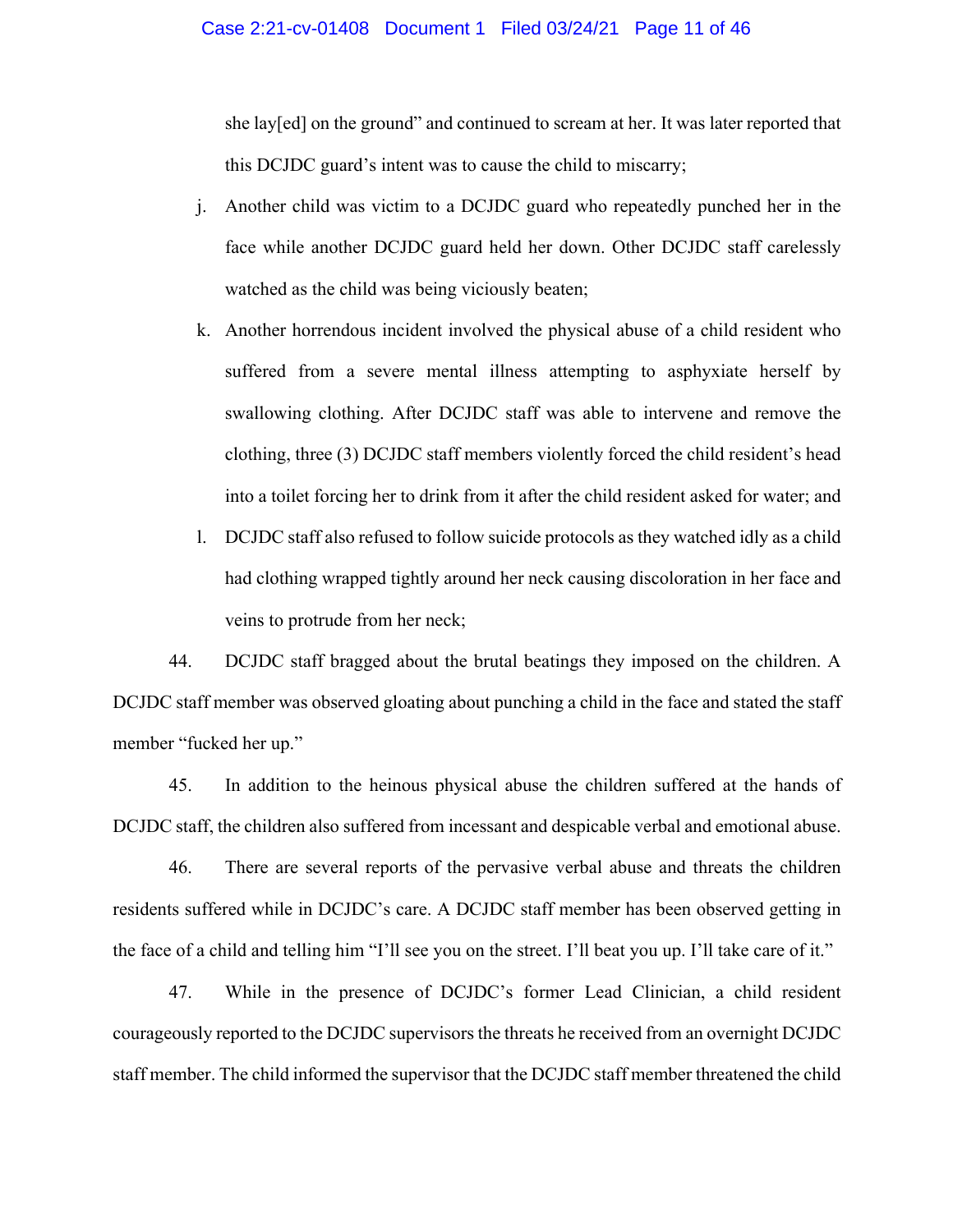she lay[ed] on the ground" and continued to scream at her. It was later reported that this DCJDC guard's intent was to cause the child to miscarry;

j. Another child was victim to a DCJDC guard who repeatedly punched her in the face while another DCJDC guard held her down. Other DCJDC staff carelessly watched as the child was being viciously beaten;

k. Another horrendous incident involved the physical abuse of a child resident who suffered from a severe mental illness attempting to asphyxiate herself by swallowing clothing. After DCJDC staff was able to intervene and remove the clothing, three (3) DCJDC staff members violently forced the child resident's head into a toilet forcing her to drink from it after the child resident asked for water; and

l. DCJDC staff also refused to follow suicide protocols as they watched idly as a child had clothing wrapped tightly around her neck causing discoloration in her face and veins to protrude from her neck;

44. DCJDC staff bragged about the brutal beatings they imposed on the children. A DCJDC staff member was observed gloating about punching a child in the face and stated the staff member "fucked her up."

45. In addition to the heinous physical abuse the children suffered at the hands of DCJDC staff, the children also suffered from incessant and despicable verbal and emotional abuse.

46. There are several reports of the pervasive verbal abuse and threats the children residents suffered while in DCJDC's care. A DCJDC staff member has been observed getting in the face of a child and telling him "I'll see you on the street. I'll beat you up. I'll take care of it."

47. While in the presence of DCJDC's former Lead Clinician, a child resident courageously reported to the DCJDC supervisors the threats he received from an overnight DCJDC staff member. The child informed the supervisor that the DCJDC staff member threatened the child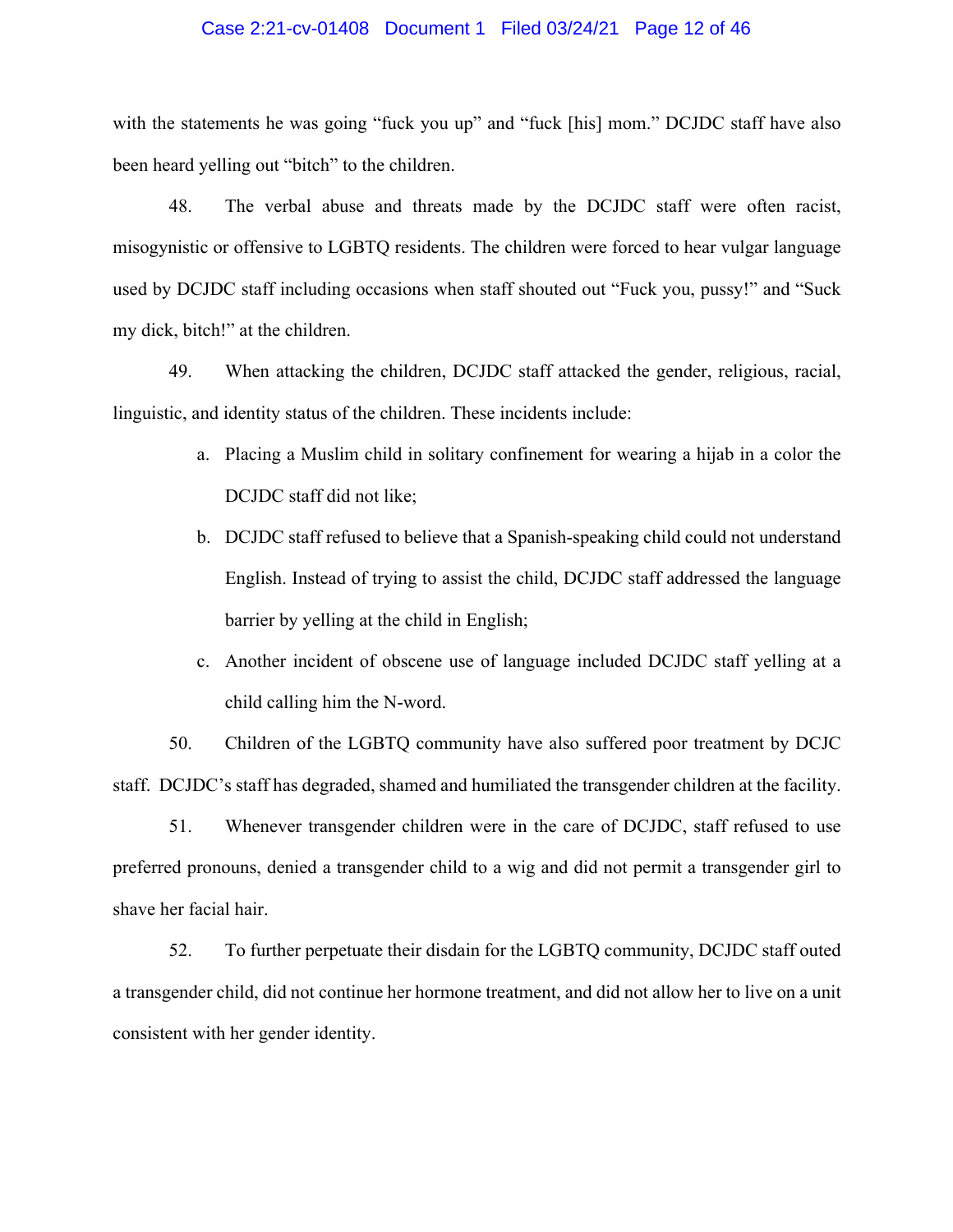with the statements he was going "fuck you up" and "fuck [his] mom." DCJDC staff have also been heard yelling out "bitch" to the children.

48. The verbal abuse and threats made by the DCJDC staff were often racist, misogynistic or offensive to LGBTQ residents. The children were forced to hear vulgar language used by DCJDC staff including occasions when staff shouted out "Fuck you, pussy!" and "Suck my dick, bitch!" at the children.

49. When attacking the children, DCJDC staff attacked the gender, religious, racial, linguistic, and identity status of the children. These incidents include:

a. Placing a Muslim child in solitary confinement for wearing a hijab in a color the DCJDC staff did not like;

b. DCJDC staff refused to believe that a Spanish-speaking child could not understand English. Instead of trying to assist the child, DCJDC staff addressed the language barrier by yelling at the child in English;

c. Another incident of obscene use of language included DCJDC staff yelling at a child calling him the N-word.

50. Children of the LGBTQ community have also suffered poor treatment by DCJC staff. DCJDC's staff has degraded, shamed and humiliated the transgender children at the facility.

51. Whenever transgender children were in the care of DCJDC, staff refused to use preferred pronouns, denied a transgender child to a wig and did not permit a transgender girl to shave her facial hair.

52. To further perpetuate their disdain for the LGBTQ community, DCJDC staff outed a transgender child, did not continue her hormone treatment, and did not allow her to live on a unit consistent with her gender identity.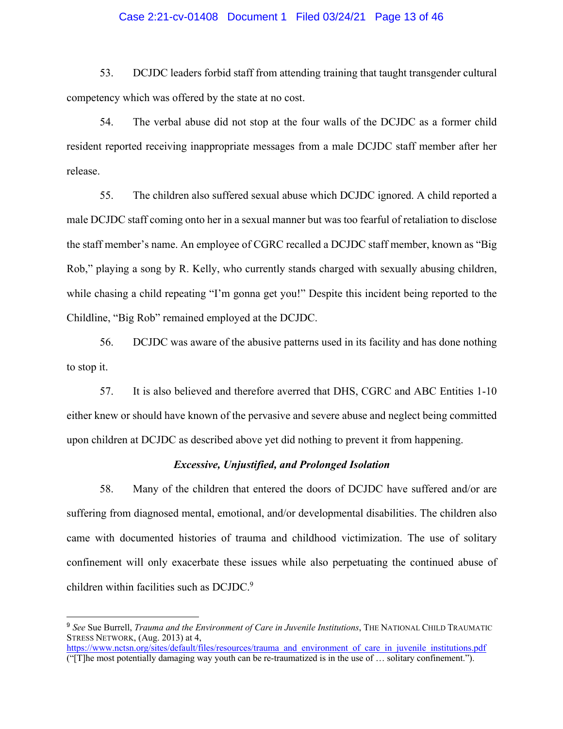53. DCJDC leaders forbid staff from attending training that taught transgender cultural competency which was offered by the state at no cost.

54. The verbal abuse did not stop at the four walls of the DCJDC as a former child resident reported receiving inappropriate messages from a male DCJDC staff member after her release.

55. The children also suffered sexual abuse which DCJDC ignored. A child reported a male DCJDC staff coming onto her in a sexual manner but was too fearful of retaliation to disclose the staff member's name. An employee of CGRC recalled a DCJDC staff member, known as "Big Rob," playing a song by R. Kelly, who currently stands charged with sexually abusing children, while chasing a child repeating "I'm gonna get you!" Despite this incident being reported to the Childline, "Big Rob" remained employed at the DCJDC.

56. DCJDC was aware of the abusive patterns used in its facility and has done nothing to stop it.

57. It is also believed and therefore averred that DHS, CGRC and ABC Entities 1-10 either knew or should have known of the pervasive and severe abuse and neglect being committed upon children at DCJDC as described above yet did nothing to prevent it from happening.

### *Excessive, Unjustified, and Prolonged Isolation*

58. Many of the children that entered the doors of DCJDC have suffered and/or are suffering from diagnosed mental, emotional, and/or developmental disabilities. The children also came with documented histories of trauma and childhood victimization. The use of solitary confinement will only exacerbate these issues while also perpetuating the continued abuse of children within facilities such as DCJDC.[9]

---

[9] *See* Sue Burrell, *Trauma and the Environment of Care in Juvenile Institutions*, THE NATIONAL CHILD TRAUMATIC STRESS NETWORK, (Aug. 2013) at 4, https://www.nctsn.org/sites/default/files/resources/trauma_and_environment_of_care_in_juvenile_institutions.pdf ("[T]he most potentially damaging way youth can be re-traumatized is in the use of … solitary confinement.").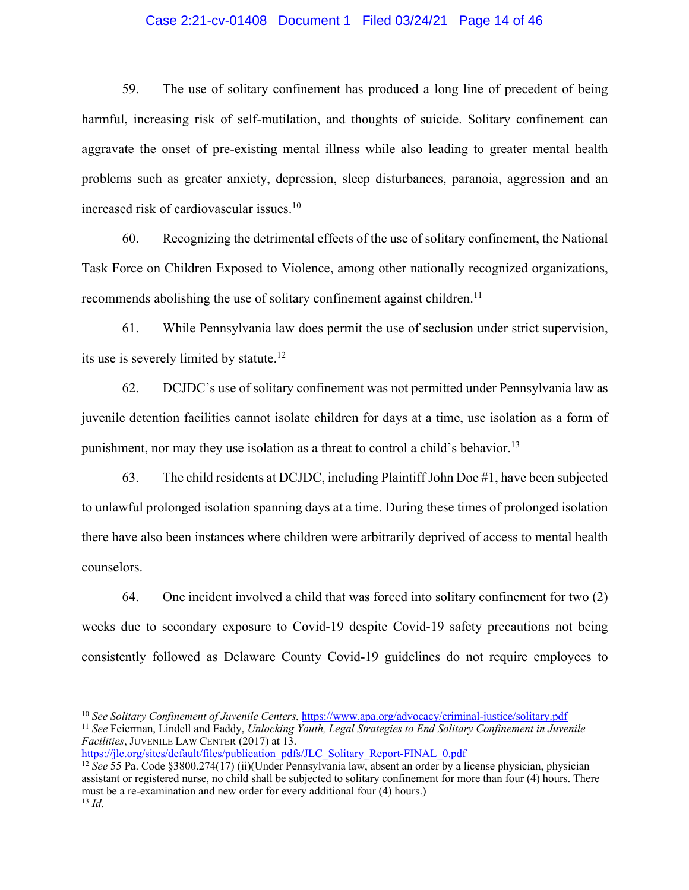59. The use of solitary confinement has produced a long line of precedent of being harmful, increasing risk of self-mutilation, and thoughts of suicide. Solitary confinement can aggravate the onset of pre-existing mental illness while also leading to greater mental health problems such as greater anxiety, depression, sleep disturbances, paranoia, aggression and an increased risk of cardiovascular issues.[10]

60. Recognizing the detrimental effects of the use of solitary confinement, the National Task Force on Children Exposed to Violence, among other nationally recognized organizations, recommends abolishing the use of solitary confinement against children.[11]

61. While Pennsylvania law does permit the use of seclusion under strict supervision, its use is severely limited by statute.[12]

62. DCJDC's use of solitary confinement was not permitted under Pennsylvania law as juvenile detention facilities cannot isolate children for days at a time, use isolation as a form of punishment, nor may they use isolation as a threat to control a child's behavior.[13]

63. The child residents at DCJDC, including Plaintiff John Doe #1, have been subjected to unlawful prolonged isolation spanning days at a time. During these times of prolonged isolation there have also been instances where children were arbitrarily deprived of access to mental health counselors.

64. One incident involved a child that was forced into solitary confinement for two (2) weeks due to secondary exposure to Covid-19 despite Covid-19 safety precautions not being consistently followed as Delaware County Covid-19 guidelines do not require employees to

---

[10] *See Solitary Confinement of Juvenile Centers*, https://www.apa.org/advocacy/criminal-justice/solitary.pdf

[11] *See* Feierman, Lindell and Eaddy, *Unlocking Youth, Legal Strategies to End Solitary Confinement in Juvenile Facilities*, JUVENILE LAW CENTER (2017) at 13. https://jlc.org/sites/default/files/publication_pdfs/JLC_Solitary_Report-FINAL_0.pdf

[12] *See* 55 Pa. Code §3800.274(17) (ii)(Under Pennsylvania law, absent an order by a license physician, physician assistant or registered nurse, no child shall be subjected to solitary confinement for more than four (4) hours. There must be a re-examination and new order for every additional four (4) hours.)

[13] *Id.*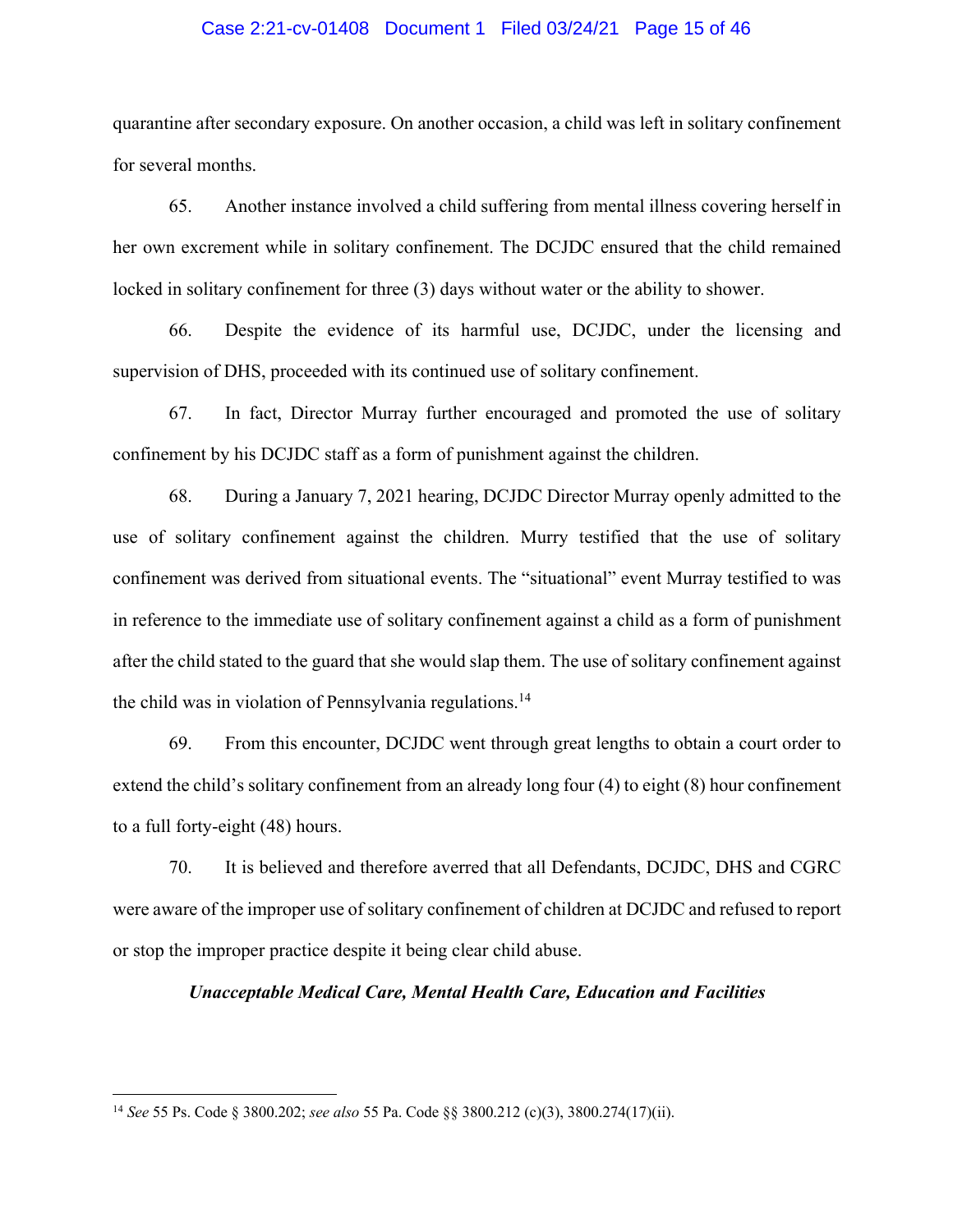quarantine after secondary exposure. On another occasion, a child was left in solitary confinement for several months.

65. Another instance involved a child suffering from mental illness covering herself in her own excrement while in solitary confinement. The DCJDC ensured that the child remained locked in solitary confinement for three (3) days without water or the ability to shower.

66. Despite the evidence of its harmful use, DCJDC, under the licensing and supervision of DHS, proceeded with its continued use of solitary confinement.

67. In fact, Director Murray further encouraged and promoted the use of solitary confinement by his DCJDC staff as a form of punishment against the children.

68. During a January 7, 2021 hearing, DCJDC Director Murray openly admitted to the use of solitary confinement against the children. Murry testified that the use of solitary confinement was derived from situational events. The "situational" event Murray testified to was in reference to the immediate use of solitary confinement against a child as a form of punishment after the child stated to the guard that she would slap them. The use of solitary confinement against the child was in violation of Pennsylvania regulations.[14]

69. From this encounter, DCJDC went through great lengths to obtain a court order to extend the child's solitary confinement from an already long four (4) to eight (8) hour confinement to a full forty-eight (48) hours.

70. It is believed and therefore averred that all Defendants, DCJDC, DHS and CGRC were aware of the improper use of solitary confinement of children at DCJDC and refused to report or stop the improper practice despite it being clear child abuse.

***Unacceptable Medical Care, Mental Health Care, Education and Facilities***

---

[14] *See* 55 Ps. Code § 3800.202; *see also* 55 Pa. Code §§ 3800.212 (c)(3), 3800.274(17)(ii).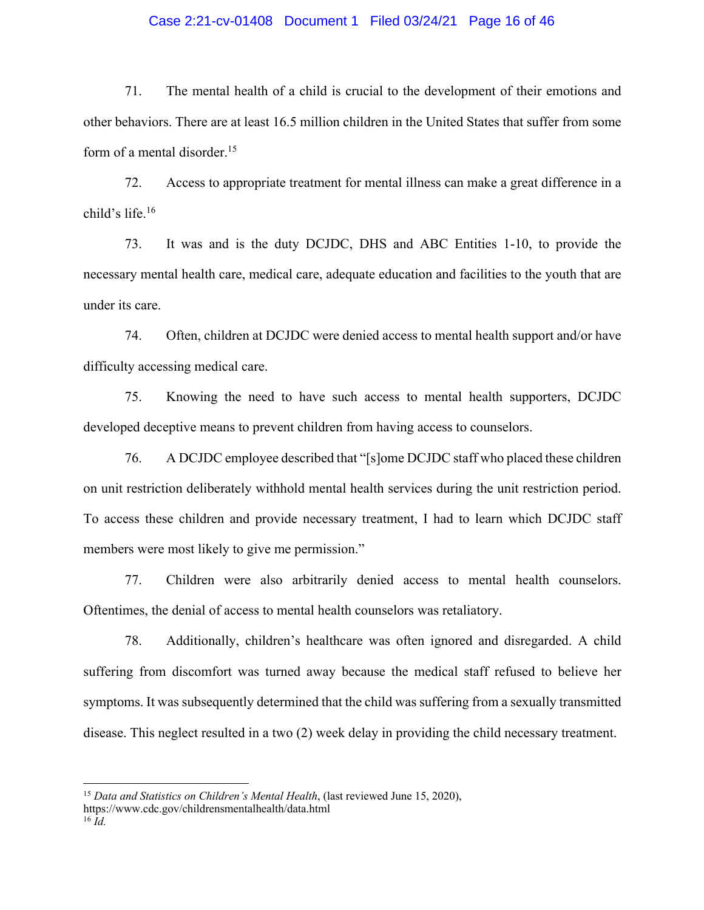71. The mental health of a child is crucial to the development of their emotions and other behaviors. There are at least 16.5 million children in the United States that suffer from some form of a mental disorder.[15]

72. Access to appropriate treatment for mental illness can make a great difference in a child's life.[16]

73. It was and is the duty DCJDC, DHS and ABC Entities 1-10, to provide the necessary mental health care, medical care, adequate education and facilities to the youth that are under its care.

74. Often, children at DCJDC were denied access to mental health support and/or have difficulty accessing medical care.

75. Knowing the need to have such access to mental health supporters, DCJDC developed deceptive means to prevent children from having access to counselors.

76. A DCJDC employee described that "[s]ome DCJDC staff who placed these children on unit restriction deliberately withhold mental health services during the unit restriction period. To access these children and provide necessary treatment, I had to learn which DCJDC staff members were most likely to give me permission."

77. Children were also arbitrarily denied access to mental health counselors. Oftentimes, the denial of access to mental health counselors was retaliatory.

78. Additionally, children's healthcare was often ignored and disregarded. A child suffering from discomfort was turned away because the medical staff refused to believe her symptoms. It was subsequently determined that the child was suffering from a sexually transmitted disease. This neglect resulted in a two (2) week delay in providing the child necessary treatment.

---

[15] *Data and Statistics on Children's Mental Health*, (last reviewed June 15, 2020), https://www.cdc.gov/childrensmentalhealth/data.html

[16] *Id.*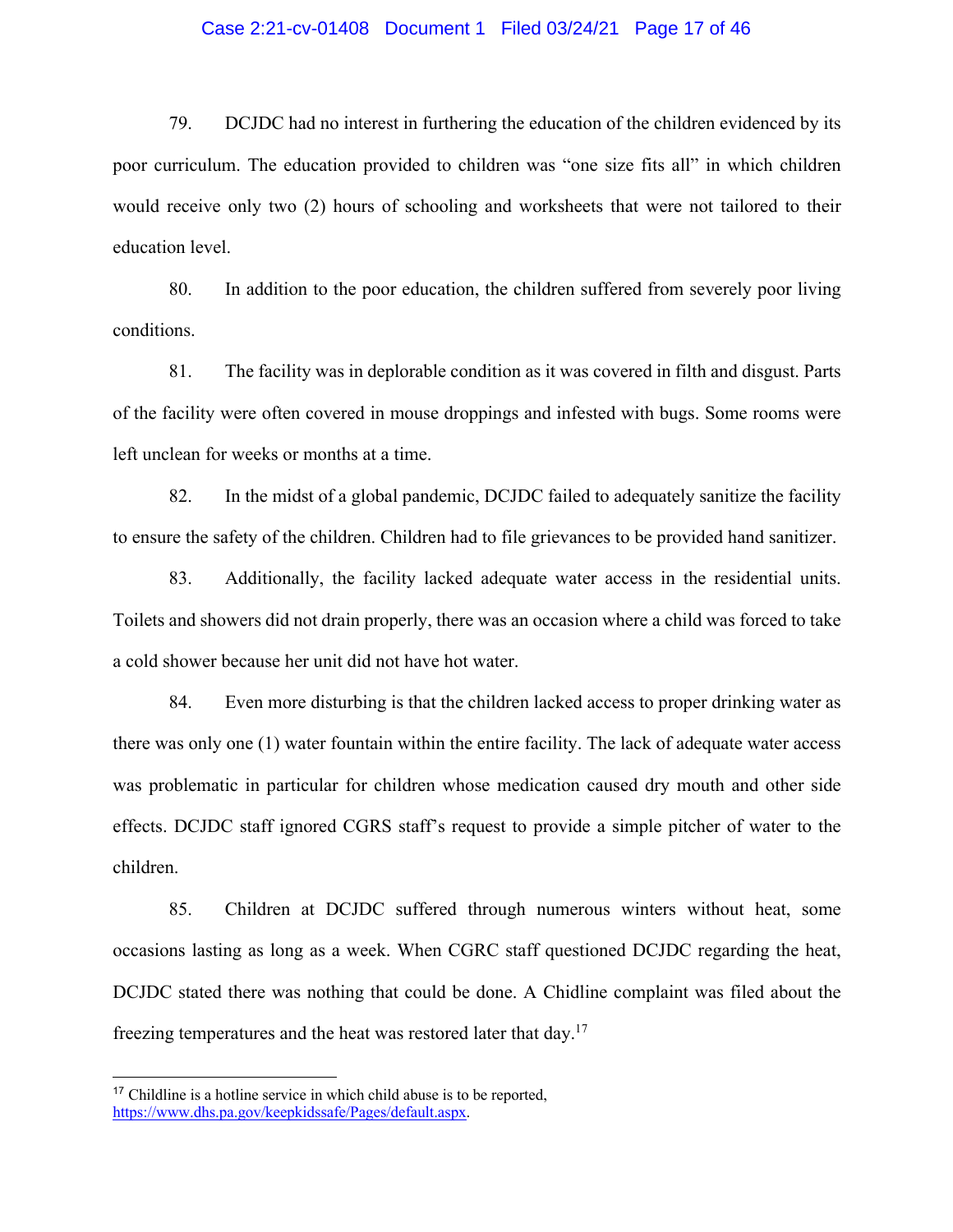79. DCJDC had no interest in furthering the education of the children evidenced by its poor curriculum. The education provided to children was "one size fits all" in which children would receive only two (2) hours of schooling and worksheets that were not tailored to their education level.

80. In addition to the poor education, the children suffered from severely poor living conditions.

81. The facility was in deplorable condition as it was covered in filth and disgust. Parts of the facility were often covered in mouse droppings and infested with bugs. Some rooms were left unclean for weeks or months at a time.

82. In the midst of a global pandemic, DCJDC failed to adequately sanitize the facility to ensure the safety of the children. Children had to file grievances to be provided hand sanitizer.

83. Additionally, the facility lacked adequate water access in the residential units. Toilets and showers did not drain properly, there was an occasion where a child was forced to take a cold shower because her unit did not have hot water.

84. Even more disturbing is that the children lacked access to proper drinking water as there was only one (1) water fountain within the entire facility. The lack of adequate water access was problematic in particular for children whose medication caused dry mouth and other side effects. DCJDC staff ignored CGRS staff's request to provide a simple pitcher of water to the children.

85. Children at DCJDC suffered through numerous winters without heat, some occasions lasting as long as a week. When CGRC staff questioned DCJDC regarding the heat, DCJDC stated there was nothing that could be done. A Chidline complaint was filed about the freezing temperatures and the heat was restored later that day.[17]

---

[17] Childline is a hotline service in which child abuse is to be reported, https://www.dhs.pa.gov/keepkidssafe/Pages/default.aspx.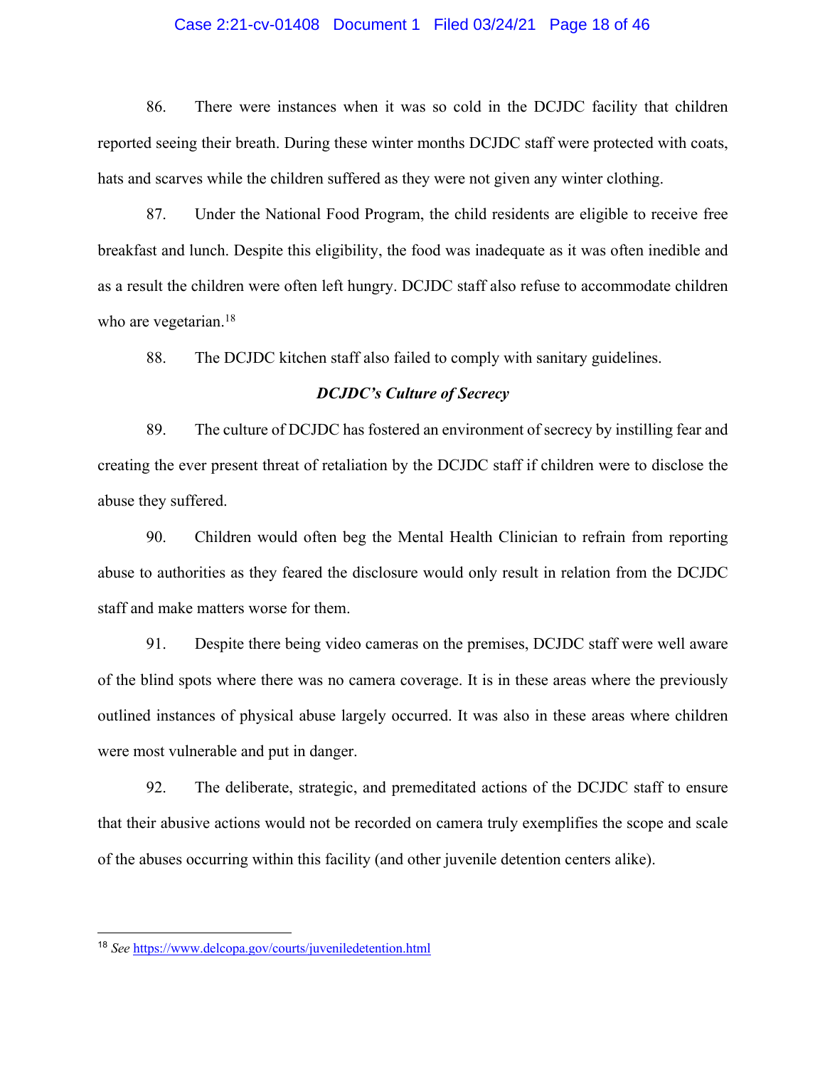86. There were instances when it was so cold in the DCJDC facility that children reported seeing their breath. During these winter months DCJDC staff were protected with coats, hats and scarves while the children suffered as they were not given any winter clothing.

87. Under the National Food Program, the child residents are eligible to receive free breakfast and lunch. Despite this eligibility, the food was inadequate as it was often inedible and as a result the children were often left hungry. DCJDC staff also refuse to accommodate children who are vegetarian.[18]

88. The DCJDC kitchen staff also failed to comply with sanitary guidelines.

### *DCJDC's Culture of Secrecy*

89. The culture of DCJDC has fostered an environment of secrecy by instilling fear and creating the ever present threat of retaliation by the DCJDC staff if children were to disclose the abuse they suffered.

90. Children would often beg the Mental Health Clinician to refrain from reporting abuse to authorities as they feared the disclosure would only result in relation from the DCJDC staff and make matters worse for them.

91. Despite there being video cameras on the premises, DCJDC staff were well aware of the blind spots where there was no camera coverage. It is in these areas where the previously outlined instances of physical abuse largely occurred. It was also in these areas where children were most vulnerable and put in danger.

92. The deliberate, strategic, and premeditated actions of the DCJDC staff to ensure that their abusive actions would not be recorded on camera truly exemplifies the scope and scale of the abuses occurring within this facility (and other juvenile detention centers alike).

---

[18] *See* https://www.delcopa.gov/courts/juveniledetention.html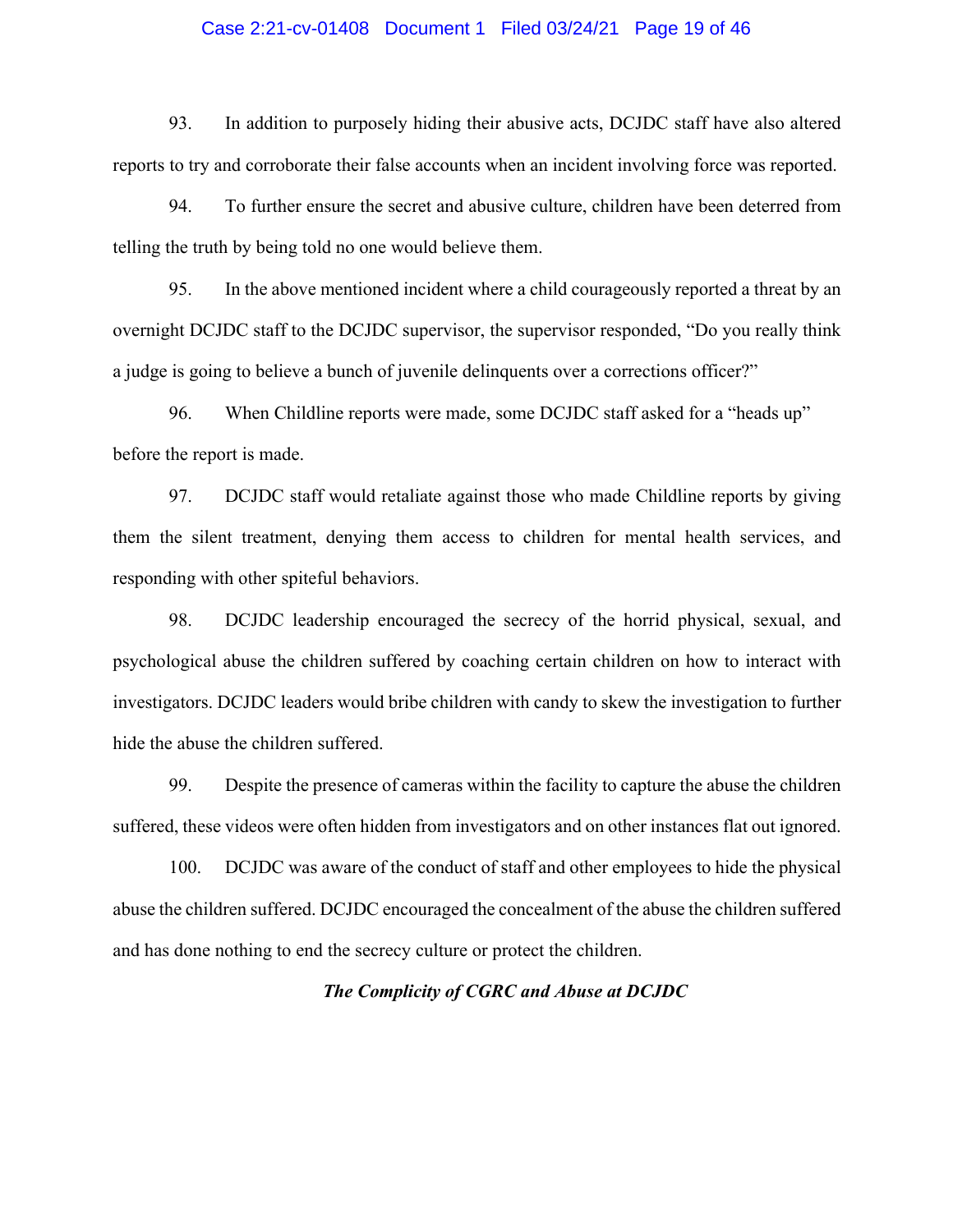93. In addition to purposely hiding their abusive acts, DCJDC staff have also altered reports to try and corroborate their false accounts when an incident involving force was reported.

94. To further ensure the secret and abusive culture, children have been deterred from telling the truth by being told no one would believe them.

95. In the above mentioned incident where a child courageously reported a threat by an overnight DCJDC staff to the DCJDC supervisor, the supervisor responded, "Do you really think a judge is going to believe a bunch of juvenile delinquents over a corrections officer?"

96. When Childline reports were made, some DCJDC staff asked for a "heads up" before the report is made.

97. DCJDC staff would retaliate against those who made Childline reports by giving them the silent treatment, denying them access to children for mental health services, and responding with other spiteful behaviors.

98. DCJDC leadership encouraged the secrecy of the horrid physical, sexual, and psychological abuse the children suffered by coaching certain children on how to interact with investigators. DCJDC leaders would bribe children with candy to skew the investigation to further hide the abuse the children suffered.

99. Despite the presence of cameras within the facility to capture the abuse the children suffered, these videos were often hidden from investigators and on other instances flat out ignored.

100. DCJDC was aware of the conduct of staff and other employees to hide the physical abuse the children suffered. DCJDC encouraged the concealment of the abuse the children suffered and has done nothing to end the secrecy culture or protect the children.

***The Complicity of CGRC and Abuse at DCJDC***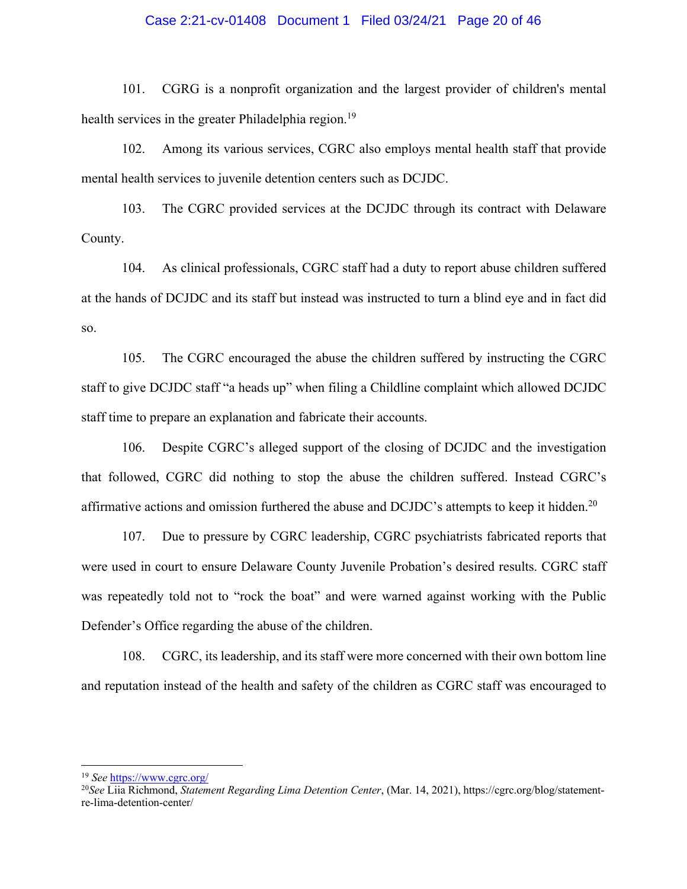101. CGRG is a nonprofit organization and the largest provider of children's mental health services in the greater Philadelphia region.[19]

102. Among its various services, CGRC also employs mental health staff that provide mental health services to juvenile detention centers such as DCJDC.

103. The CGRC provided services at the DCJDC through its contract with Delaware County.

104. As clinical professionals, CGRC staff had a duty to report abuse children suffered at the hands of DCJDC and its staff but instead was instructed to turn a blind eye and in fact did so.

105. The CGRC encouraged the abuse the children suffered by instructing the CGRC staff to give DCJDC staff "a heads up" when filing a Childline complaint which allowed DCJDC staff time to prepare an explanation and fabricate their accounts.

106. Despite CGRC's alleged support of the closing of DCJDC and the investigation that followed, CGRC did nothing to stop the abuse the children suffered. Instead CGRC's affirmative actions and omission furthered the abuse and DCJDC's attempts to keep it hidden.[20]

107. Due to pressure by CGRC leadership, CGRC psychiatrists fabricated reports that were used in court to ensure Delaware County Juvenile Probation's desired results. CGRC staff was repeatedly told not to "rock the boat" and were warned against working with the Public Defender's Office regarding the abuse of the children.

108. CGRC, its leadership, and its staff were more concerned with their own bottom line and reputation instead of the health and safety of the children as CGRC staff was encouraged to

---

[19] *See* https://www.cgrc.org/

[20] *See* Liia Richmond, *Statement Regarding Lima Detention Center*, (Mar. 14, 2021), https://cgrc.org/blog/statement-re-lima-detention-center/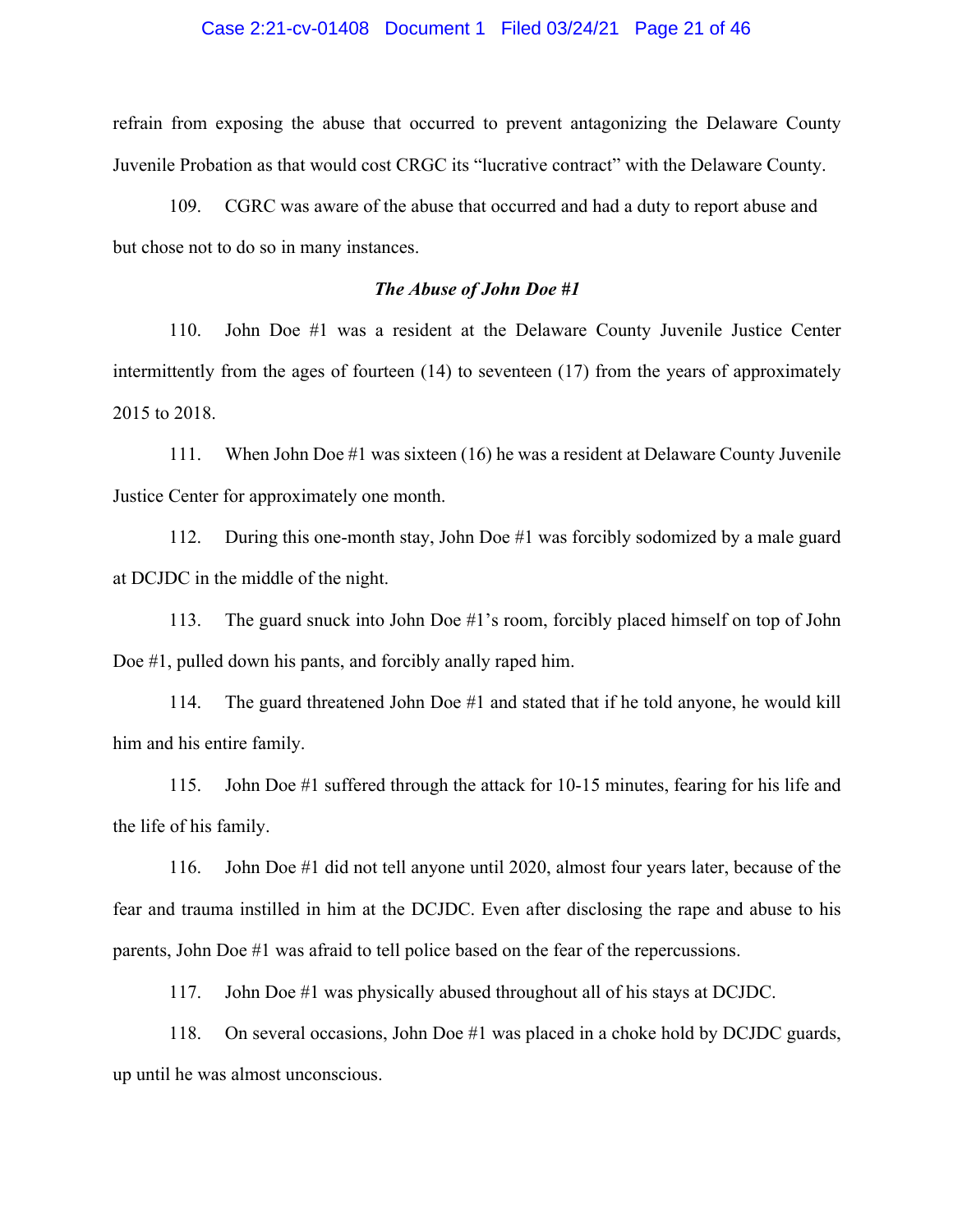refrain from exposing the abuse that occurred to prevent antagonizing the Delaware County Juvenile Probation as that would cost CRGC its "lucrative contract" with the Delaware County.

109. CGRC was aware of the abuse that occurred and had a duty to report abuse and but chose not to do so in many instances.

### ***The Abuse of John Doe #1***

110. John Doe #1 was a resident at the Delaware County Juvenile Justice Center intermittently from the ages of fourteen (14) to seventeen (17) from the years of approximately 2015 to 2018.

111. When John Doe #1 was sixteen (16) he was a resident at Delaware County Juvenile Justice Center for approximately one month.

112. During this one-month stay, John Doe #1 was forcibly sodomized by a male guard at DCJDC in the middle of the night.

113. The guard snuck into John Doe #1's room, forcibly placed himself on top of John Doe #1, pulled down his pants, and forcibly anally raped him.

114. The guard threatened John Doe #1 and stated that if he told anyone, he would kill him and his entire family.

115. John Doe #1 suffered through the attack for 10-15 minutes, fearing for his life and the life of his family.

116. John Doe #1 did not tell anyone until 2020, almost four years later, because of the fear and trauma instilled in him at the DCJDC. Even after disclosing the rape and abuse to his parents, John Doe #1 was afraid to tell police based on the fear of the repercussions.

117. John Doe #1 was physically abused throughout all of his stays at DCJDC.

118. On several occasions, John Doe #1 was placed in a choke hold by DCJDC guards, up until he was almost unconscious.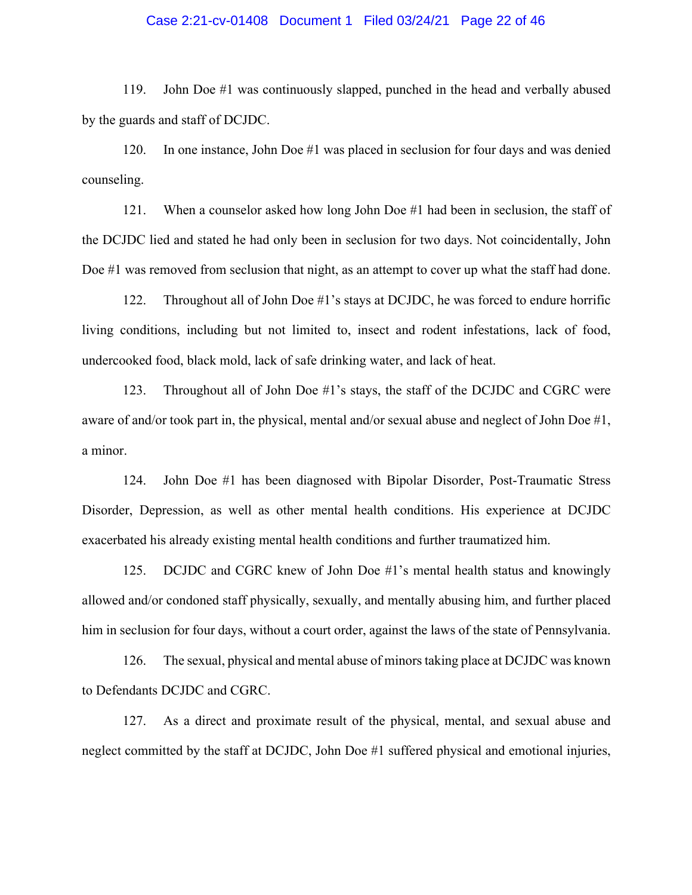119. John Doe #1 was continuously slapped, punched in the head and verbally abused by the guards and staff of DCJDC.

120. In one instance, John Doe #1 was placed in seclusion for four days and was denied counseling.

121. When a counselor asked how long John Doe #1 had been in seclusion, the staff of the DCJDC lied and stated he had only been in seclusion for two days. Not coincidentally, John Doe #1 was removed from seclusion that night, as an attempt to cover up what the staff had done.

122. Throughout all of John Doe #1's stays at DCJDC, he was forced to endure horrific living conditions, including but not limited to, insect and rodent infestations, lack of food, undercooked food, black mold, lack of safe drinking water, and lack of heat.

123. Throughout all of John Doe #1's stays, the staff of the DCJDC and CGRC were aware of and/or took part in, the physical, mental and/or sexual abuse and neglect of John Doe #1, a minor.

124. John Doe #1 has been diagnosed with Bipolar Disorder, Post-Traumatic Stress Disorder, Depression, as well as other mental health conditions. His experience at DCJDC exacerbated his already existing mental health conditions and further traumatized him.

125. DCJDC and CGRC knew of John Doe #1's mental health status and knowingly allowed and/or condoned staff physically, sexually, and mentally abusing him, and further placed him in seclusion for four days, without a court order, against the laws of the state of Pennsylvania.

126. The sexual, physical and mental abuse of minors taking place at DCJDC was known to Defendants DCJDC and CGRC.

127. As a direct and proximate result of the physical, mental, and sexual abuse and neglect committed by the staff at DCJDC, John Doe #1 suffered physical and emotional injuries,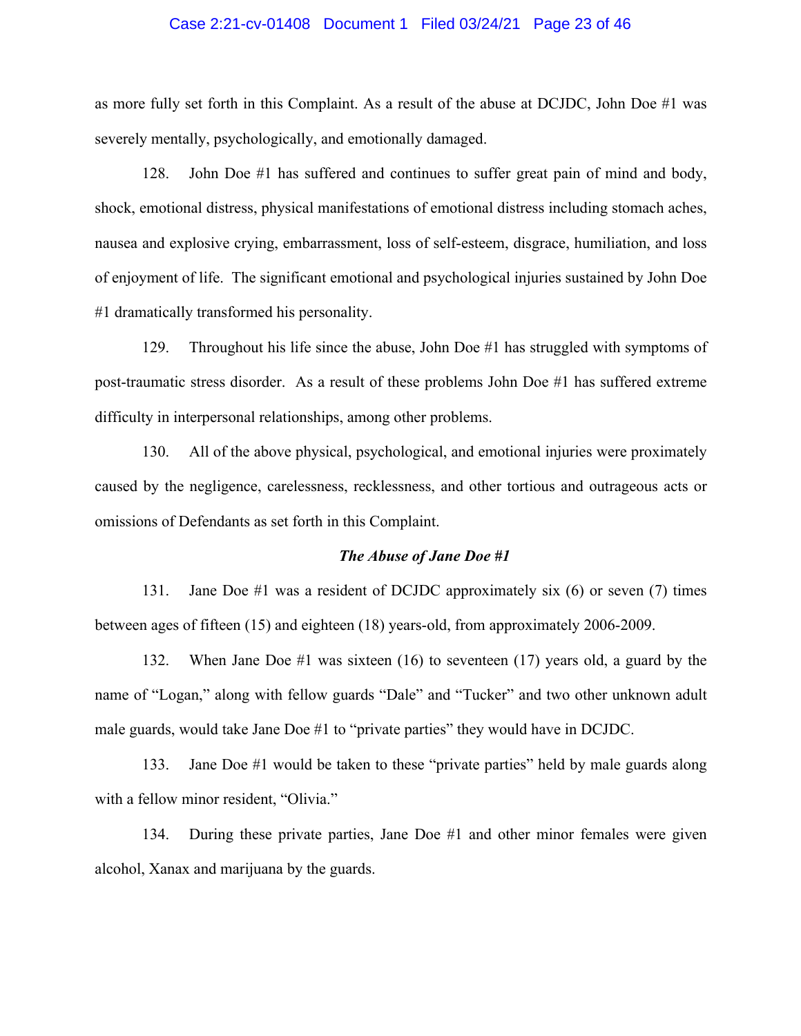as more fully set forth in this Complaint. As a result of the abuse at DCJDC, John Doe #1 was severely mentally, psychologically, and emotionally damaged.

128. John Doe #1 has suffered and continues to suffer great pain of mind and body, shock, emotional distress, physical manifestations of emotional distress including stomach aches, nausea and explosive crying, embarrassment, loss of self-esteem, disgrace, humiliation, and loss of enjoyment of life. The significant emotional and psychological injuries sustained by John Doe #1 dramatically transformed his personality.

129. Throughout his life since the abuse, John Doe #1 has struggled with symptoms of post-traumatic stress disorder. As a result of these problems John Doe #1 has suffered extreme difficulty in interpersonal relationships, among other problems.

130. All of the above physical, psychological, and emotional injuries were proximately caused by the negligence, carelessness, recklessness, and other tortious and outrageous acts or omissions of Defendants as set forth in this Complaint.

***The Abuse of Jane Doe #1***

131. Jane Doe #1 was a resident of DCJDC approximately six (6) or seven (7) times between ages of fifteen (15) and eighteen (18) years-old, from approximately 2006-2009.

132. When Jane Doe #1 was sixteen (16) to seventeen (17) years old, a guard by the name of "Logan," along with fellow guards "Dale" and "Tucker" and two other unknown adult male guards, would take Jane Doe #1 to "private parties" they would have in DCJDC.

133. Jane Doe #1 would be taken to these "private parties" held by male guards along with a fellow minor resident, "Olivia."

134. During these private parties, Jane Doe #1 and other minor females were given alcohol, Xanax and marijuana by the guards.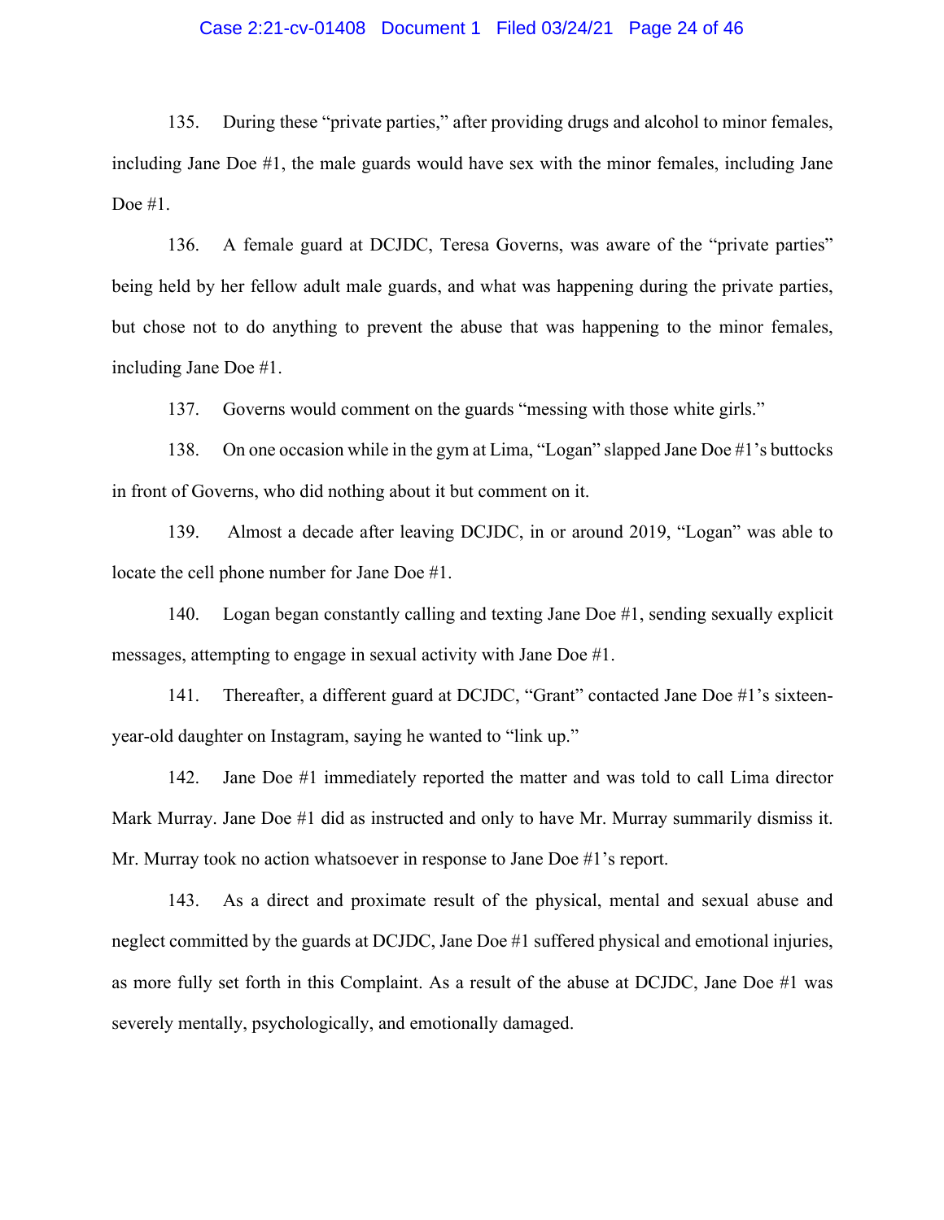135. During these "private parties," after providing drugs and alcohol to minor females, including Jane Doe #1, the male guards would have sex with the minor females, including Jane Doe #1.

136. A female guard at DCJDC, Teresa Governs, was aware of the "private parties" being held by her fellow adult male guards, and what was happening during the private parties, but chose not to do anything to prevent the abuse that was happening to the minor females, including Jane Doe #1.

137. Governs would comment on the guards "messing with those white girls."

138. On one occasion while in the gym at Lima, "Logan" slapped Jane Doe #1's buttocks in front of Governs, who did nothing about it but comment on it.

139. Almost a decade after leaving DCJDC, in or around 2019, "Logan" was able to locate the cell phone number for Jane Doe #1.

140. Logan began constantly calling and texting Jane Doe #1, sending sexually explicit messages, attempting to engage in sexual activity with Jane Doe #1.

141. Thereafter, a different guard at DCJDC, "Grant" contacted Jane Doe #1's sixteen-year-old daughter on Instagram, saying he wanted to "link up."

142. Jane Doe #1 immediately reported the matter and was told to call Lima director Mark Murray. Jane Doe #1 did as instructed and only to have Mr. Murray summarily dismiss it. Mr. Murray took no action whatsoever in response to Jane Doe #1's report.

143. As a direct and proximate result of the physical, mental and sexual abuse and neglect committed by the guards at DCJDC, Jane Doe #1 suffered physical and emotional injuries, as more fully set forth in this Complaint. As a result of the abuse at DCJDC, Jane Doe #1 was severely mentally, psychologically, and emotionally damaged.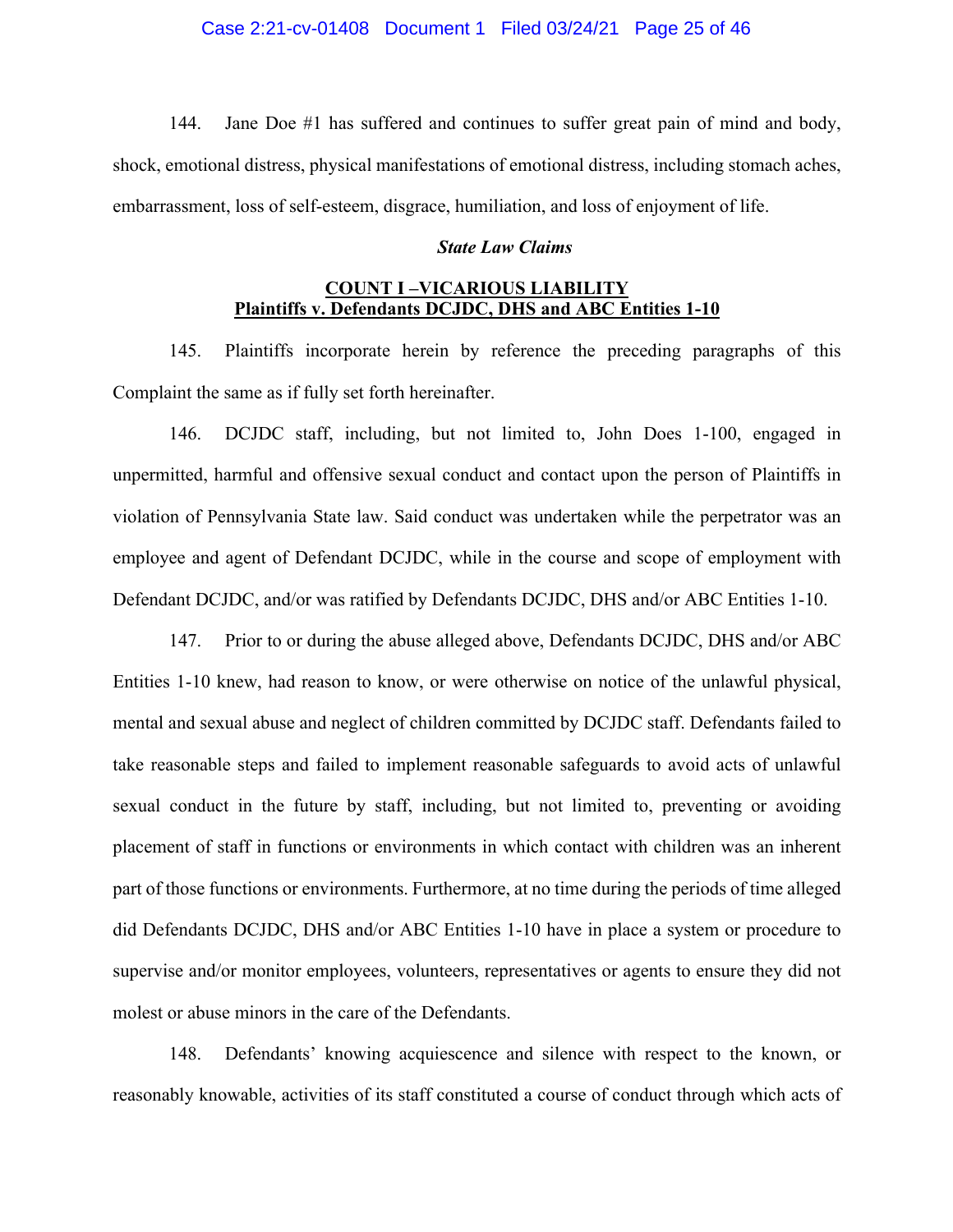144. Jane Doe #1 has suffered and continues to suffer great pain of mind and body, shock, emotional distress, physical manifestations of emotional distress, including stomach aches, embarrassment, loss of self-esteem, disgrace, humiliation, and loss of enjoyment of life.

***State Law Claims***

**COUNT I –VICARIOUS LIABILITY**
**Plaintiffs v. Defendants DCJDC, DHS and ABC Entities 1-10**

145. Plaintiffs incorporate herein by reference the preceding paragraphs of this Complaint the same as if fully set forth hereinafter.

146. DCJDC staff, including, but not limited to, John Does 1-100, engaged in unpermitted, harmful and offensive sexual conduct and contact upon the person of Plaintiffs in violation of Pennsylvania State law. Said conduct was undertaken while the perpetrator was an employee and agent of Defendant DCJDC, while in the course and scope of employment with Defendant DCJDC, and/or was ratified by Defendants DCJDC, DHS and/or ABC Entities 1-10.

147. Prior to or during the abuse alleged above, Defendants DCJDC, DHS and/or ABC Entities 1-10 knew, had reason to know, or were otherwise on notice of the unlawful physical, mental and sexual abuse and neglect of children committed by DCJDC staff. Defendants failed to take reasonable steps and failed to implement reasonable safeguards to avoid acts of unlawful sexual conduct in the future by staff, including, but not limited to, preventing or avoiding placement of staff in functions or environments in which contact with children was an inherent part of those functions or environments. Furthermore, at no time during the periods of time alleged did Defendants DCJDC, DHS and/or ABC Entities 1-10 have in place a system or procedure to supervise and/or monitor employees, volunteers, representatives or agents to ensure they did not molest or abuse minors in the care of the Defendants.

148. Defendants' knowing acquiescence and silence with respect to the known, or reasonably knowable, activities of its staff constituted a course of conduct through which acts of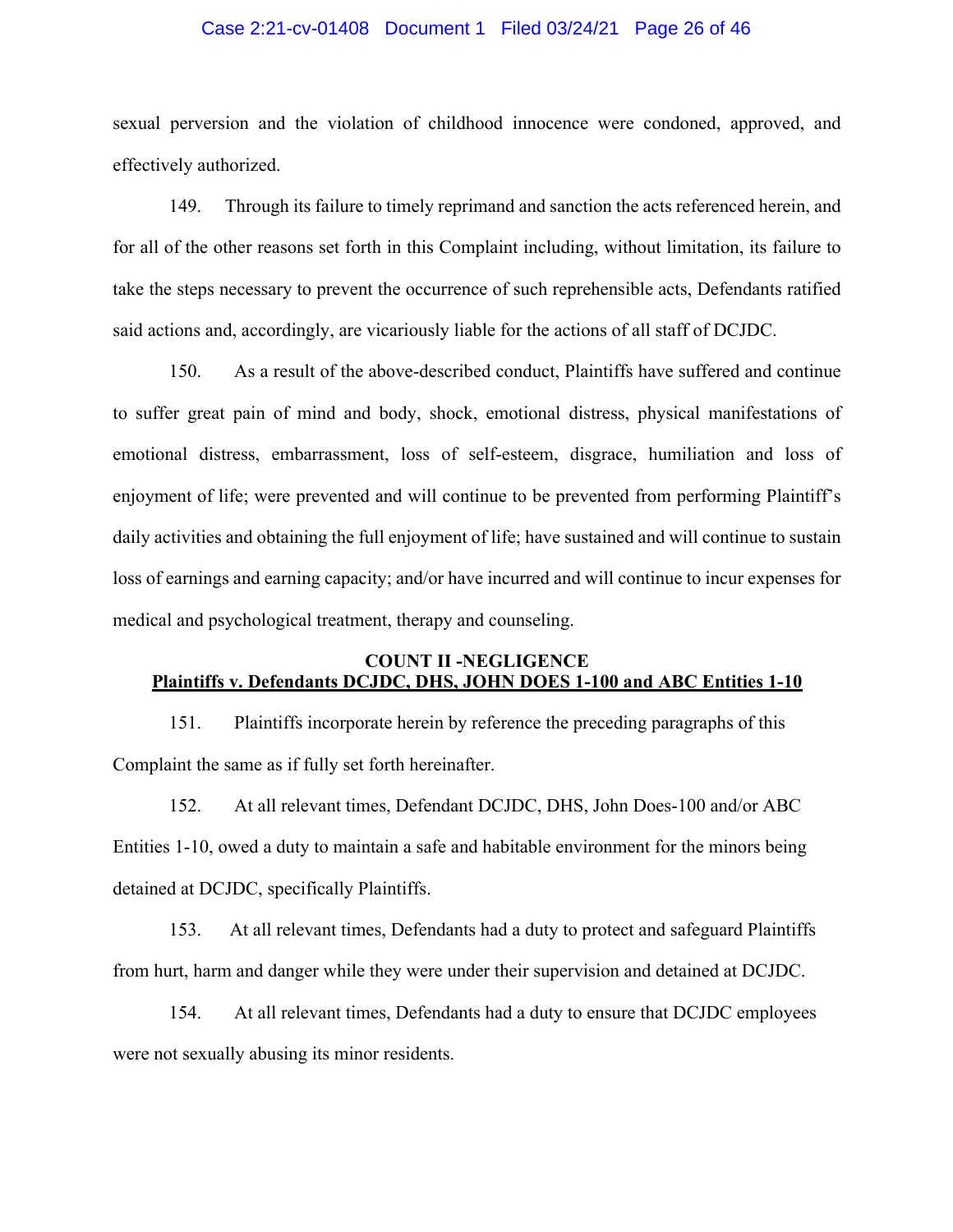sexual perversion and the violation of childhood innocence were condoned, approved, and effectively authorized.

149. Through its failure to timely reprimand and sanction the acts referenced herein, and for all of the other reasons set forth in this Complaint including, without limitation, its failure to take the steps necessary to prevent the occurrence of such reprehensible acts, Defendants ratified said actions and, accordingly, are vicariously liable for the actions of all staff of DCJDC.

150. As a result of the above-described conduct, Plaintiffs have suffered and continue to suffer great pain of mind and body, shock, emotional distress, physical manifestations of emotional distress, embarrassment, loss of self-esteem, disgrace, humiliation and loss of enjoyment of life; were prevented and will continue to be prevented from performing Plaintiff's daily activities and obtaining the full enjoyment of life; have sustained and will continue to sustain loss of earnings and earning capacity; and/or have incurred and will continue to incur expenses for medical and psychological treatment, therapy and counseling.

**COUNT II -NEGLIGENCE**
**Plaintiffs v. Defendants DCJDC, DHS, JOHN DOES 1-100 and ABC Entities 1-10**

151. Plaintiffs incorporate herein by reference the preceding paragraphs of this Complaint the same as if fully set forth hereinafter.

152. At all relevant times, Defendant DCJDC, DHS, John Does-100 and/or ABC Entities 1-10, owed a duty to maintain a safe and habitable environment for the minors being detained at DCJDC, specifically Plaintiffs.

153. At all relevant times, Defendants had a duty to protect and safeguard Plaintiffs from hurt, harm and danger while they were under their supervision and detained at DCJDC.

154. At all relevant times, Defendants had a duty to ensure that DCJDC employees were not sexually abusing its minor residents.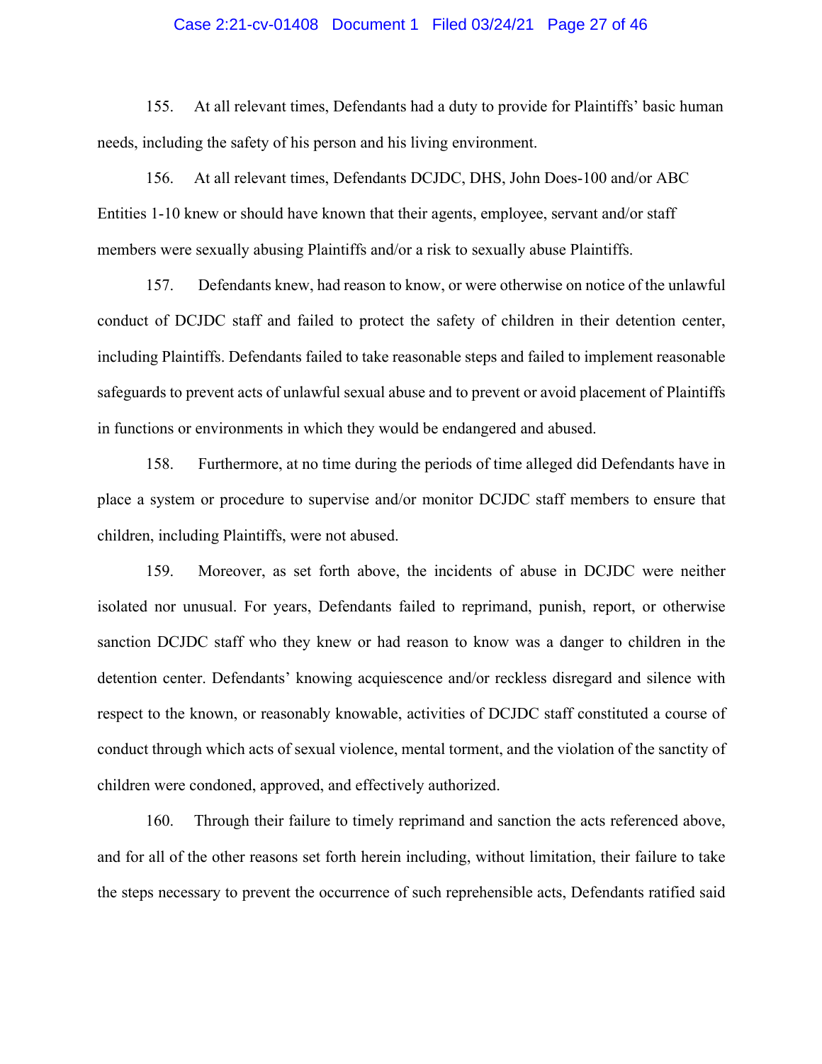155. At all relevant times, Defendants had a duty to provide for Plaintiffs' basic human needs, including the safety of his person and his living environment.

156. At all relevant times, Defendants DCJDC, DHS, John Does-100 and/or ABC Entities 1-10 knew or should have known that their agents, employee, servant and/or staff members were sexually abusing Plaintiffs and/or a risk to sexually abuse Plaintiffs.

157. Defendants knew, had reason to know, or were otherwise on notice of the unlawful conduct of DCJDC staff and failed to protect the safety of children in their detention center, including Plaintiffs. Defendants failed to take reasonable steps and failed to implement reasonable safeguards to prevent acts of unlawful sexual abuse and to prevent or avoid placement of Plaintiffs in functions or environments in which they would be endangered and abused.

158. Furthermore, at no time during the periods of time alleged did Defendants have in place a system or procedure to supervise and/or monitor DCJDC staff members to ensure that children, including Plaintiffs, were not abused.

159. Moreover, as set forth above, the incidents of abuse in DCJDC were neither isolated nor unusual. For years, Defendants failed to reprimand, punish, report, or otherwise sanction DCJDC staff who they knew or had reason to know was a danger to children in the detention center. Defendants' knowing acquiescence and/or reckless disregard and silence with respect to the known, or reasonably knowable, activities of DCJDC staff constituted a course of conduct through which acts of sexual violence, mental torment, and the violation of the sanctity of children were condoned, approved, and effectively authorized.

160. Through their failure to timely reprimand and sanction the acts referenced above, and for all of the other reasons set forth herein including, without limitation, their failure to take the steps necessary to prevent the occurrence of such reprehensible acts, Defendants ratified said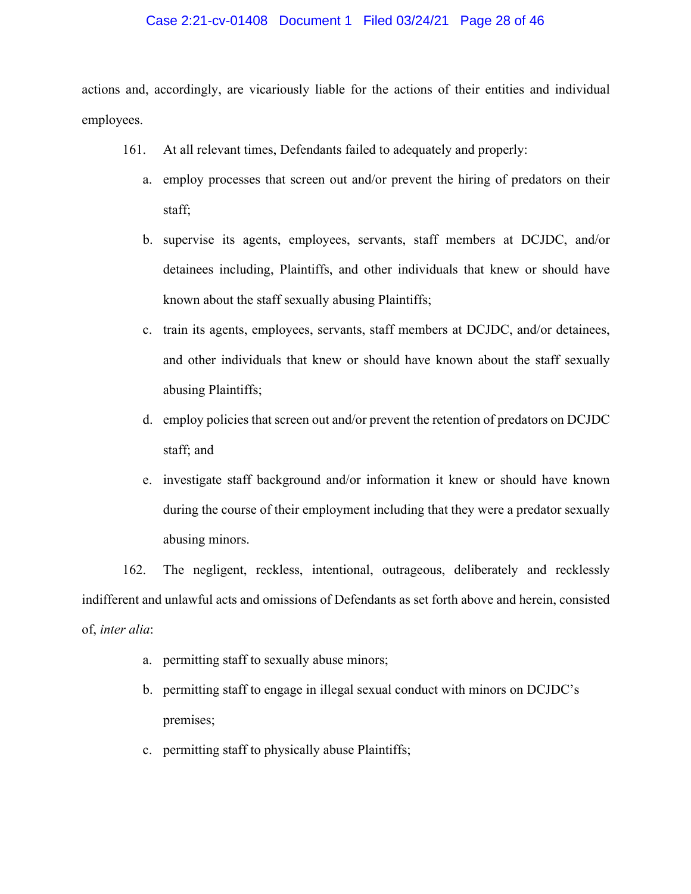actions and, accordingly, are vicariously liable for the actions of their entities and individual employees.

161. At all relevant times, Defendants failed to adequately and properly:

a. employ processes that screen out and/or prevent the hiring of predators on their staff;

b. supervise its agents, employees, servants, staff members at DCJDC, and/or detainees including, Plaintiffs, and other individuals that knew or should have known about the staff sexually abusing Plaintiffs;

c. train its agents, employees, servants, staff members at DCJDC, and/or detainees, and other individuals that knew or should have known about the staff sexually abusing Plaintiffs;

d. employ policies that screen out and/or prevent the retention of predators on DCJDC staff; and

e. investigate staff background and/or information it knew or should have known during the course of their employment including that they were a predator sexually abusing minors.

162. The negligent, reckless, intentional, outrageous, deliberately and recklessly indifferent and unlawful acts and omissions of Defendants as set forth above and herein, consisted of, *inter alia*:

a. permitting staff to sexually abuse minors;

b. permitting staff to engage in illegal sexual conduct with minors on DCJDC's premises;

c. permitting staff to physically abuse Plaintiffs;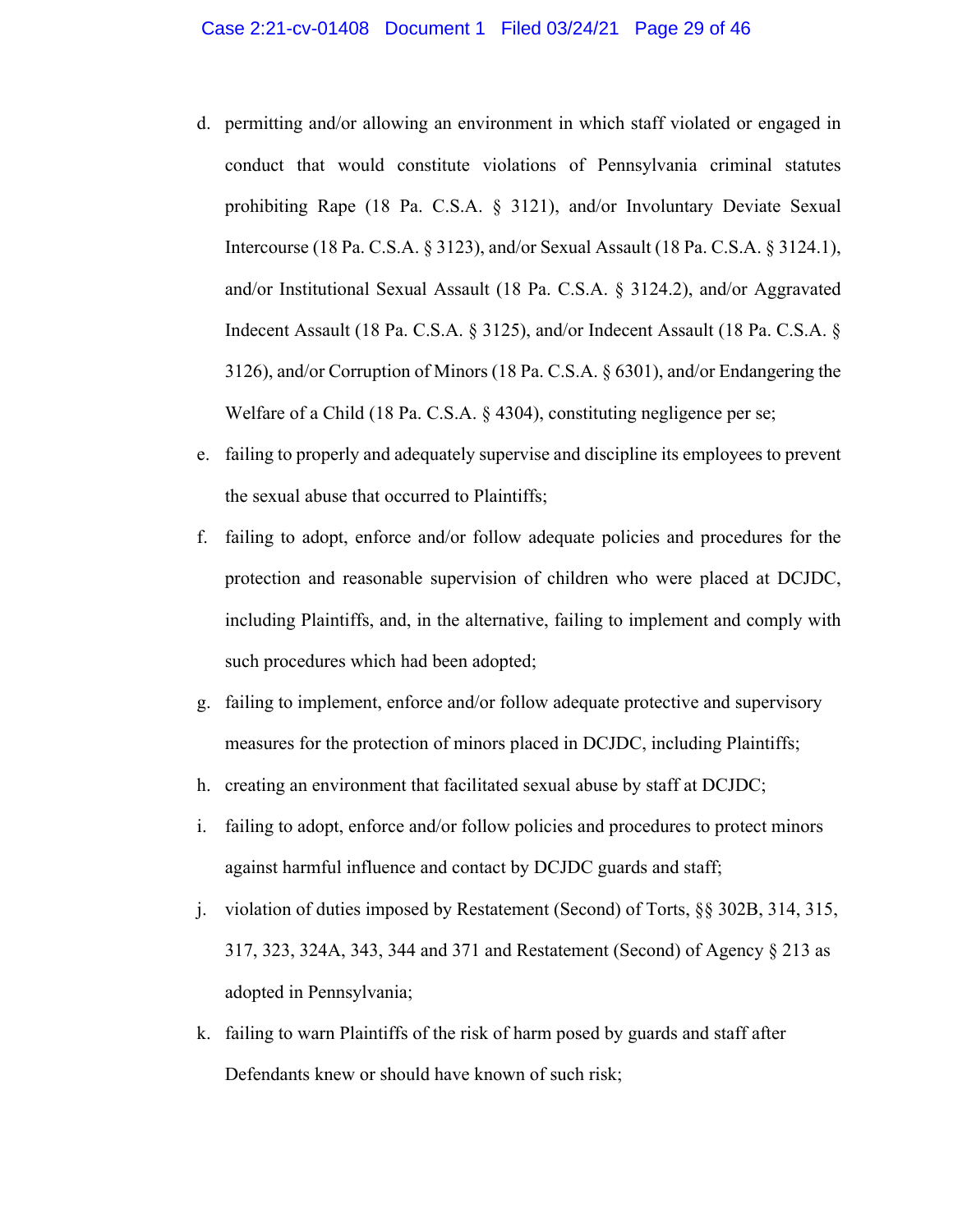d. permitting and/or allowing an environment in which staff violated or engaged in conduct that would constitute violations of Pennsylvania criminal statutes prohibiting Rape (18 Pa. C.S.A. § 3121), and/or Involuntary Deviate Sexual Intercourse (18 Pa. C.S.A. § 3123), and/or Sexual Assault (18 Pa. C.S.A. § 3124.1), and/or Institutional Sexual Assault (18 Pa. C.S.A. § 3124.2), and/or Aggravated Indecent Assault (18 Pa. C.S.A. § 3125), and/or Indecent Assault (18 Pa. C.S.A. § 3126), and/or Corruption of Minors (18 Pa. C.S.A. § 6301), and/or Endangering the Welfare of a Child (18 Pa. C.S.A. § 4304), constituting negligence per se;

e. failing to properly and adequately supervise and discipline its employees to prevent the sexual abuse that occurred to Plaintiffs;

f. failing to adopt, enforce and/or follow adequate policies and procedures for the protection and reasonable supervision of children who were placed at DCJDC, including Plaintiffs, and, in the alternative, failing to implement and comply with such procedures which had been adopted;

g. failing to implement, enforce and/or follow adequate protective and supervisory measures for the protection of minors placed in DCJDC, including Plaintiffs;

h. creating an environment that facilitated sexual abuse by staff at DCJDC;

i. failing to adopt, enforce and/or follow policies and procedures to protect minors against harmful influence and contact by DCJDC guards and staff;

j. violation of duties imposed by Restatement (Second) of Torts, §§ 302B, 314, 315, 317, 323, 324A, 343, 344 and 371 and Restatement (Second) of Agency § 213 as adopted in Pennsylvania;

k. failing to warn Plaintiffs of the risk of harm posed by guards and staff after Defendants knew or should have known of such risk;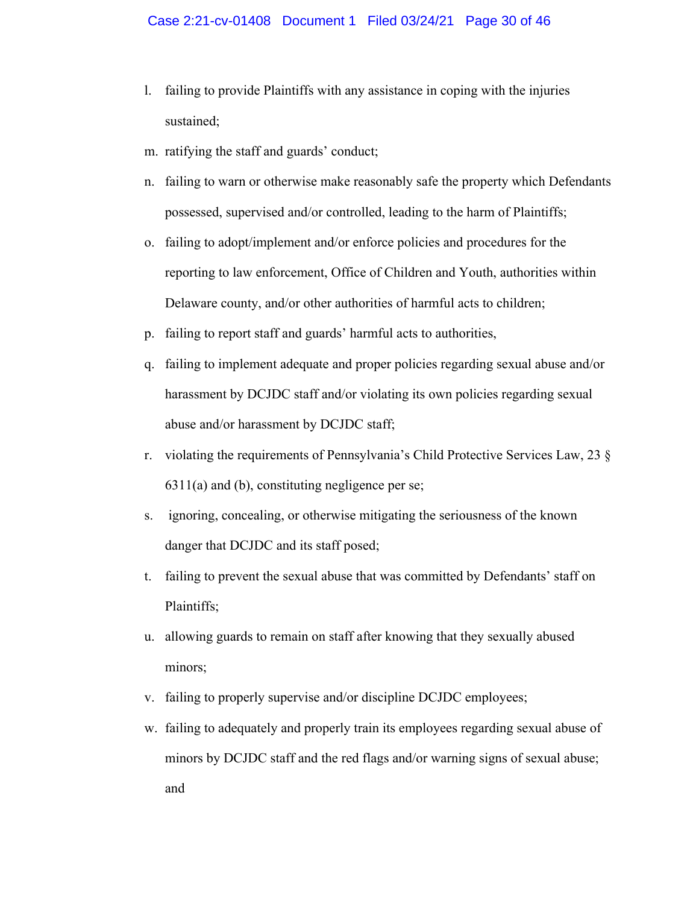l. failing to provide Plaintiffs with any assistance in coping with the injuries sustained;

m. ratifying the staff and guards' conduct;

n. failing to warn or otherwise make reasonably safe the property which Defendants possessed, supervised and/or controlled, leading to the harm of Plaintiffs;

o. failing to adopt/implement and/or enforce policies and procedures for the reporting to law enforcement, Office of Children and Youth, authorities within Delaware county, and/or other authorities of harmful acts to children;

p. failing to report staff and guards' harmful acts to authorities,

q. failing to implement adequate and proper policies regarding sexual abuse and/or harassment by DCJDC staff and/or violating its own policies regarding sexual abuse and/or harassment by DCJDC staff;

r. violating the requirements of Pennsylvania's Child Protective Services Law, 23 § 6311(a) and (b), constituting negligence per se;

s. ignoring, concealing, or otherwise mitigating the seriousness of the known danger that DCJDC and its staff posed;

t. failing to prevent the sexual abuse that was committed by Defendants' staff on Plaintiffs;

u. allowing guards to remain on staff after knowing that they sexually abused minors;

v. failing to properly supervise and/or discipline DCJDC employees;

w. failing to adequately and properly train its employees regarding sexual abuse of minors by DCJDC staff and the red flags and/or warning signs of sexual abuse; and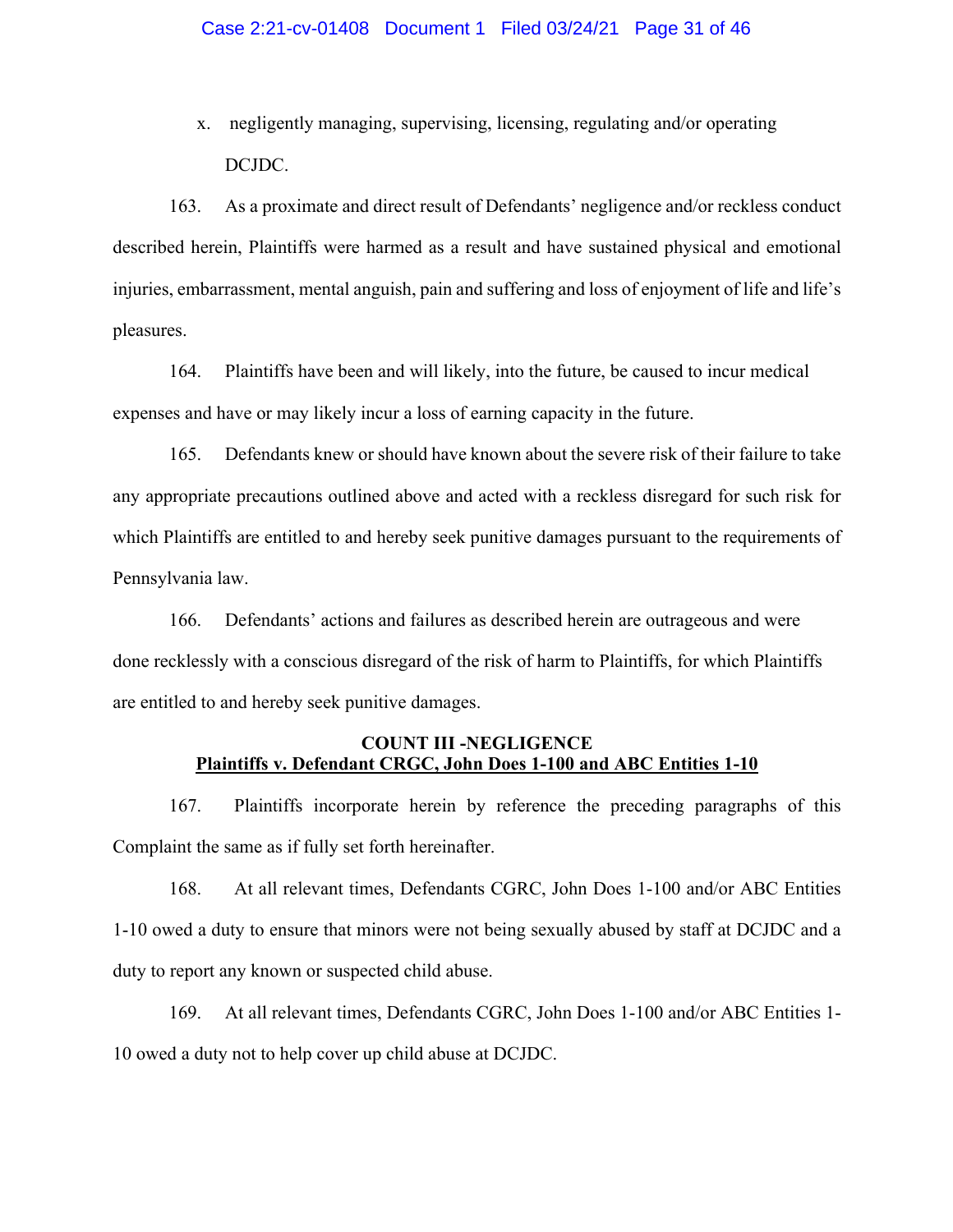x. negligently managing, supervising, licensing, regulating and/or operating DCJDC.

163. As a proximate and direct result of Defendants' negligence and/or reckless conduct described herein, Plaintiffs were harmed as a result and have sustained physical and emotional injuries, embarrassment, mental anguish, pain and suffering and loss of enjoyment of life and life's pleasures.

164. Plaintiffs have been and will likely, into the future, be caused to incur medical expenses and have or may likely incur a loss of earning capacity in the future.

165. Defendants knew or should have known about the severe risk of their failure to take any appropriate precautions outlined above and acted with a reckless disregard for such risk for which Plaintiffs are entitled to and hereby seek punitive damages pursuant to the requirements of Pennsylvania law.

166. Defendants' actions and failures as described herein are outrageous and were done recklessly with a conscious disregard of the risk of harm to Plaintiffs, for which Plaintiffs are entitled to and hereby seek punitive damages.

**COUNT III -NEGLIGENCE**
**Plaintiffs v. Defendant CRGC, John Does 1-100 and ABC Entities 1-10**

167. Plaintiffs incorporate herein by reference the preceding paragraphs of this Complaint the same as if fully set forth hereinafter.

168. At all relevant times, Defendants CGRC, John Does 1-100 and/or ABC Entities 1-10 owed a duty to ensure that minors were not being sexually abused by staff at DCJDC and a duty to report any known or suspected child abuse.

169. At all relevant times, Defendants CGRC, John Does 1-100 and/or ABC Entities 1-10 owed a duty not to help cover up child abuse at DCJDC.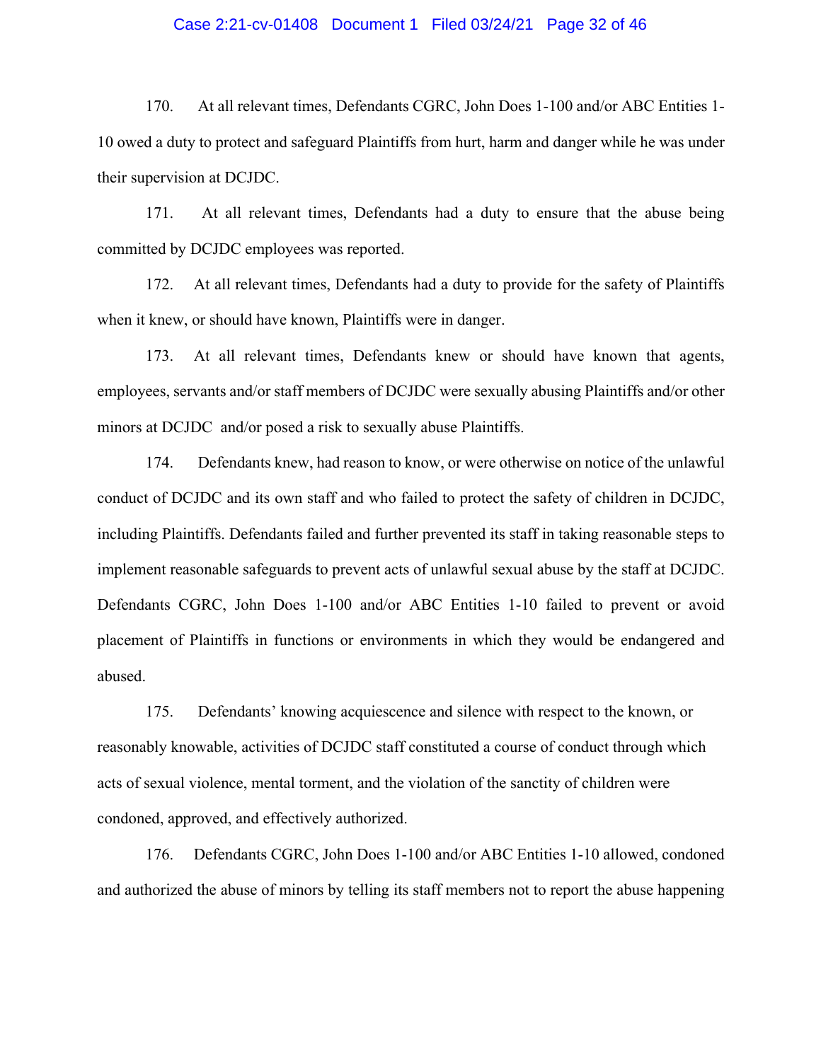170. At all relevant times, Defendants CGRC, John Does 1-100 and/or ABC Entities 1-10 owed a duty to protect and safeguard Plaintiffs from hurt, harm and danger while he was under their supervision at DCJDC.

171. At all relevant times, Defendants had a duty to ensure that the abuse being committed by DCJDC employees was reported.

172. At all relevant times, Defendants had a duty to provide for the safety of Plaintiffs when it knew, or should have known, Plaintiffs were in danger.

173. At all relevant times, Defendants knew or should have known that agents, employees, servants and/or staff members of DCJDC were sexually abusing Plaintiffs and/or other minors at DCJDC and/or posed a risk to sexually abuse Plaintiffs.

174. Defendants knew, had reason to know, or were otherwise on notice of the unlawful conduct of DCJDC and its own staff and who failed to protect the safety of children in DCJDC, including Plaintiffs. Defendants failed and further prevented its staff in taking reasonable steps to implement reasonable safeguards to prevent acts of unlawful sexual abuse by the staff at DCJDC. Defendants CGRC, John Does 1-100 and/or ABC Entities 1-10 failed to prevent or avoid placement of Plaintiffs in functions or environments in which they would be endangered and abused.

175. Defendants' knowing acquiescence and silence with respect to the known, or reasonably knowable, activities of DCJDC staff constituted a course of conduct through which acts of sexual violence, mental torment, and the violation of the sanctity of children were condoned, approved, and effectively authorized.

176. Defendants CGRC, John Does 1-100 and/or ABC Entities 1-10 allowed, condoned and authorized the abuse of minors by telling its staff members not to report the abuse happening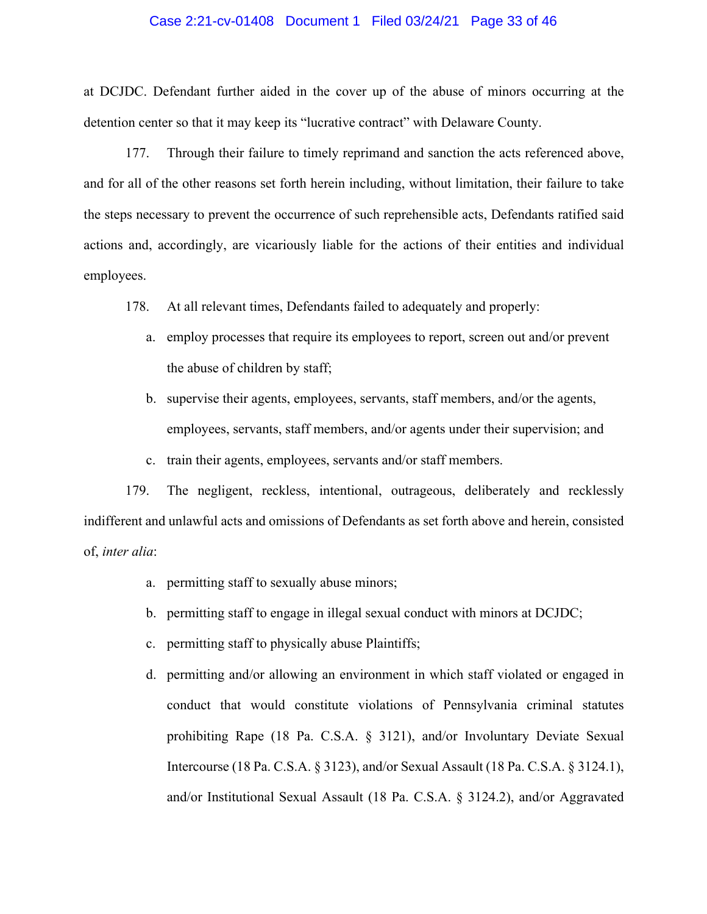at DCJDC. Defendant further aided in the cover up of the abuse of minors occurring at the detention center so that it may keep its "lucrative contract" with Delaware County.

177. Through their failure to timely reprimand and sanction the acts referenced above, and for all of the other reasons set forth herein including, without limitation, their failure to take the steps necessary to prevent the occurrence of such reprehensible acts, Defendants ratified said actions and, accordingly, are vicariously liable for the actions of their entities and individual employees.

178. At all relevant times, Defendants failed to adequately and properly:

a. employ processes that require its employees to report, screen out and/or prevent the abuse of children by staff;

b. supervise their agents, employees, servants, staff members, and/or the agents, employees, servants, staff members, and/or agents under their supervision; and

c. train their agents, employees, servants and/or staff members.

179. The negligent, reckless, intentional, outrageous, deliberately and recklessly indifferent and unlawful acts and omissions of Defendants as set forth above and herein, consisted of, *inter alia*:

a. permitting staff to sexually abuse minors;

b. permitting staff to engage in illegal sexual conduct with minors at DCJDC;

c. permitting staff to physically abuse Plaintiffs;

d. permitting and/or allowing an environment in which staff violated or engaged in conduct that would constitute violations of Pennsylvania criminal statutes prohibiting Rape (18 Pa. C.S.A. § 3121), and/or Involuntary Deviate Sexual Intercourse (18 Pa. C.S.A. § 3123), and/or Sexual Assault (18 Pa. C.S.A. § 3124.1), and/or Institutional Sexual Assault (18 Pa. C.S.A. § 3124.2), and/or Aggravated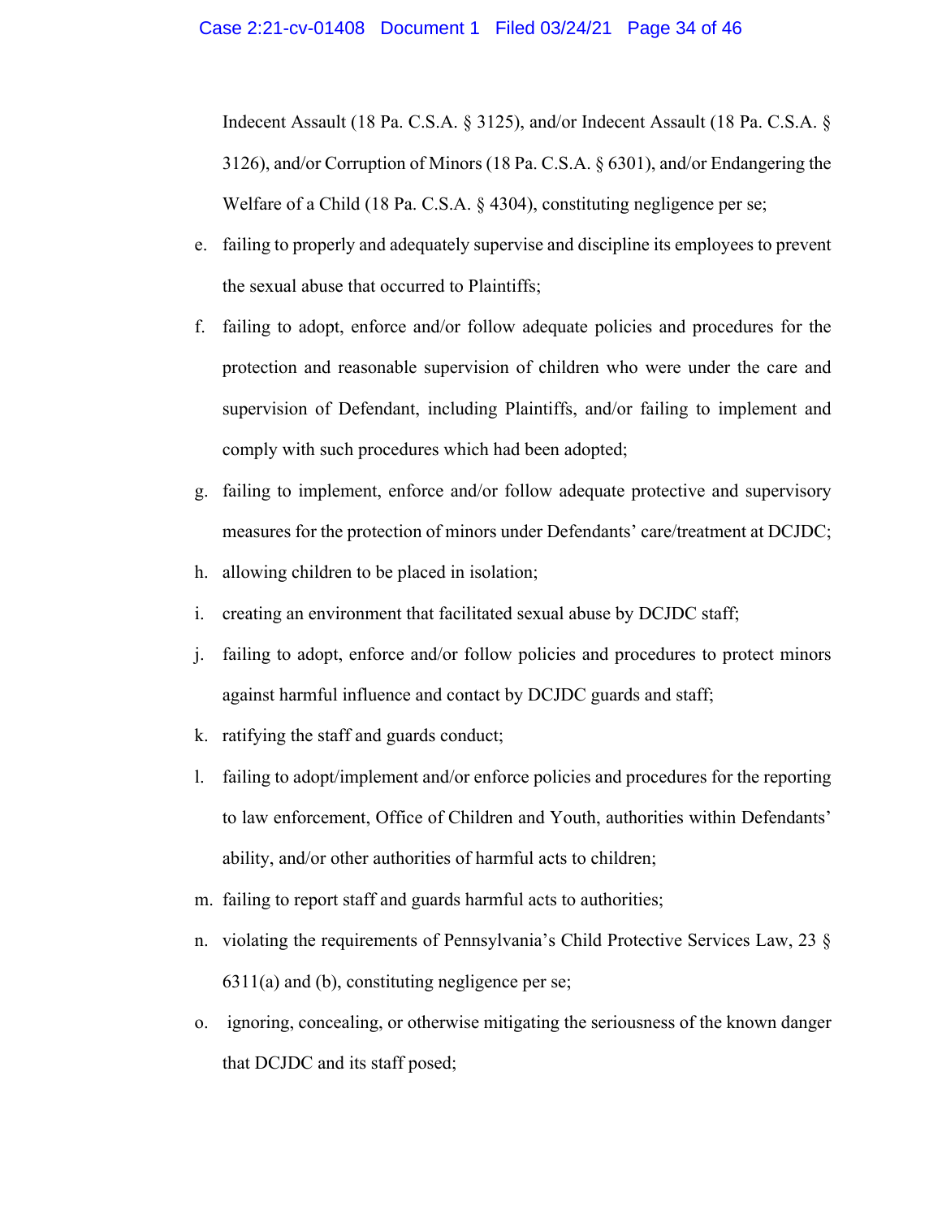Indecent Assault (18 Pa. C.S.A. § 3125), and/or Indecent Assault (18 Pa. C.S.A. § 3126), and/or Corruption of Minors (18 Pa. C.S.A. § 6301), and/or Endangering the Welfare of a Child (18 Pa. C.S.A. § 4304), constituting negligence per se;

e. failing to properly and adequately supervise and discipline its employees to prevent the sexual abuse that occurred to Plaintiffs;

f. failing to adopt, enforce and/or follow adequate policies and procedures for the protection and reasonable supervision of children who were under the care and supervision of Defendant, including Plaintiffs, and/or failing to implement and comply with such procedures which had been adopted;

g. failing to implement, enforce and/or follow adequate protective and supervisory measures for the protection of minors under Defendants' care/treatment at DCJDC;

h. allowing children to be placed in isolation;

i. creating an environment that facilitated sexual abuse by DCJDC staff;

j. failing to adopt, enforce and/or follow policies and procedures to protect minors against harmful influence and contact by DCJDC guards and staff;

k. ratifying the staff and guards conduct;

l. failing to adopt/implement and/or enforce policies and procedures for the reporting to law enforcement, Office of Children and Youth, authorities within Defendants' ability, and/or other authorities of harmful acts to children;

m. failing to report staff and guards harmful acts to authorities;

n. violating the requirements of Pennsylvania's Child Protective Services Law, 23 § 6311(a) and (b), constituting negligence per se;

o. ignoring, concealing, or otherwise mitigating the seriousness of the known danger that DCJDC and its staff posed;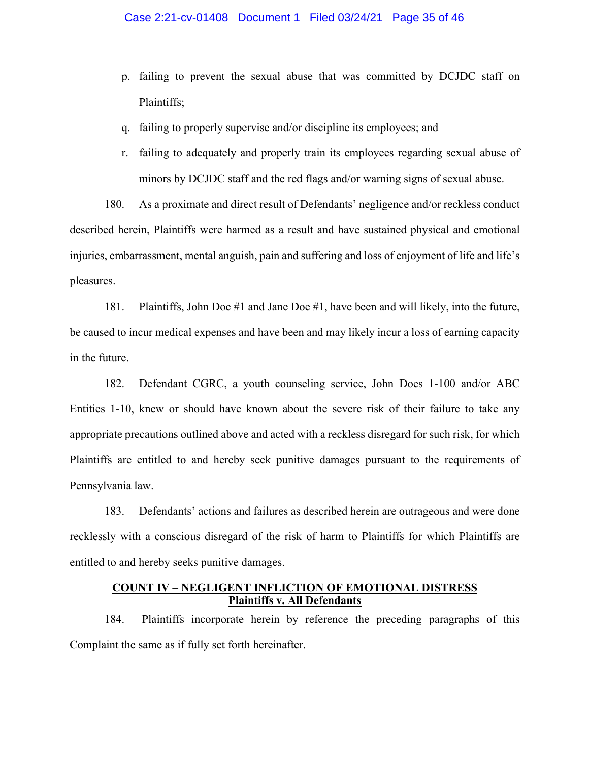p. failing to prevent the sexual abuse that was committed by DCJDC staff on Plaintiffs;

q. failing to properly supervise and/or discipline its employees; and

r. failing to adequately and properly train its employees regarding sexual abuse of minors by DCJDC staff and the red flags and/or warning signs of sexual abuse.

180. As a proximate and direct result of Defendants' negligence and/or reckless conduct described herein, Plaintiffs were harmed as a result and have sustained physical and emotional injuries, embarrassment, mental anguish, pain and suffering and loss of enjoyment of life and life's pleasures.

181. Plaintiffs, John Doe #1 and Jane Doe #1, have been and will likely, into the future, be caused to incur medical expenses and have been and may likely incur a loss of earning capacity in the future.

182. Defendant CGRC, a youth counseling service, John Does 1-100 and/or ABC Entities 1-10, knew or should have known about the severe risk of their failure to take any appropriate precautions outlined above and acted with a reckless disregard for such risk, for which Plaintiffs are entitled to and hereby seek punitive damages pursuant to the requirements of Pennsylvania law.

183. Defendants' actions and failures as described herein are outrageous and were done recklessly with a conscious disregard of the risk of harm to Plaintiffs for which Plaintiffs are entitled to and hereby seeks punitive damages.

## COUNT IV – NEGLIGENT INFLICTION OF EMOTIONAL DISTRESS
## Plaintiffs v. All Defendants

184. Plaintiffs incorporate herein by reference the preceding paragraphs of this Complaint the same as if fully set forth hereinafter.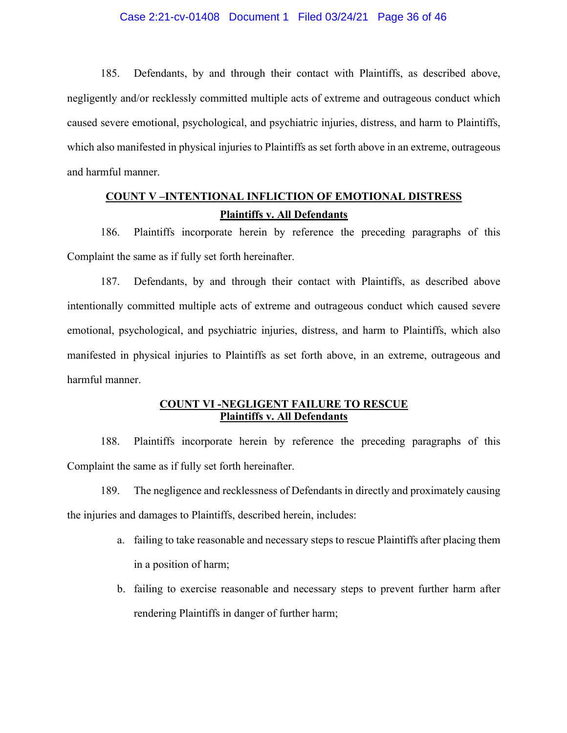185. Defendants, by and through their contact with Plaintiffs, as described above, negligently and/or recklessly committed multiple acts of extreme and outrageous conduct which caused severe emotional, psychological, and psychiatric injuries, distress, and harm to Plaintiffs, which also manifested in physical injuries to Plaintiffs as set forth above in an extreme, outrageous and harmful manner.

## COUNT V –INTENTIONAL INFLICTION OF EMOTIONAL DISTRESS
**Plaintiffs v. All Defendants**

186. Plaintiffs incorporate herein by reference the preceding paragraphs of this Complaint the same as if fully set forth hereinafter.

187. Defendants, by and through their contact with Plaintiffs, as described above intentionally committed multiple acts of extreme and outrageous conduct which caused severe emotional, psychological, and psychiatric injuries, distress, and harm to Plaintiffs, which also manifested in physical injuries to Plaintiffs as set forth above, in an extreme, outrageous and harmful manner.

## COUNT VI -NEGLIGENT FAILURE TO RESCUE
**Plaintiffs v. All Defendants**

188. Plaintiffs incorporate herein by reference the preceding paragraphs of this Complaint the same as if fully set forth hereinafter.

189. The negligence and recklessness of Defendants in directly and proximately causing the injuries and damages to Plaintiffs, described herein, includes:

a. failing to take reasonable and necessary steps to rescue Plaintiffs after placing them in a position of harm;

b. failing to exercise reasonable and necessary steps to prevent further harm after rendering Plaintiffs in danger of further harm;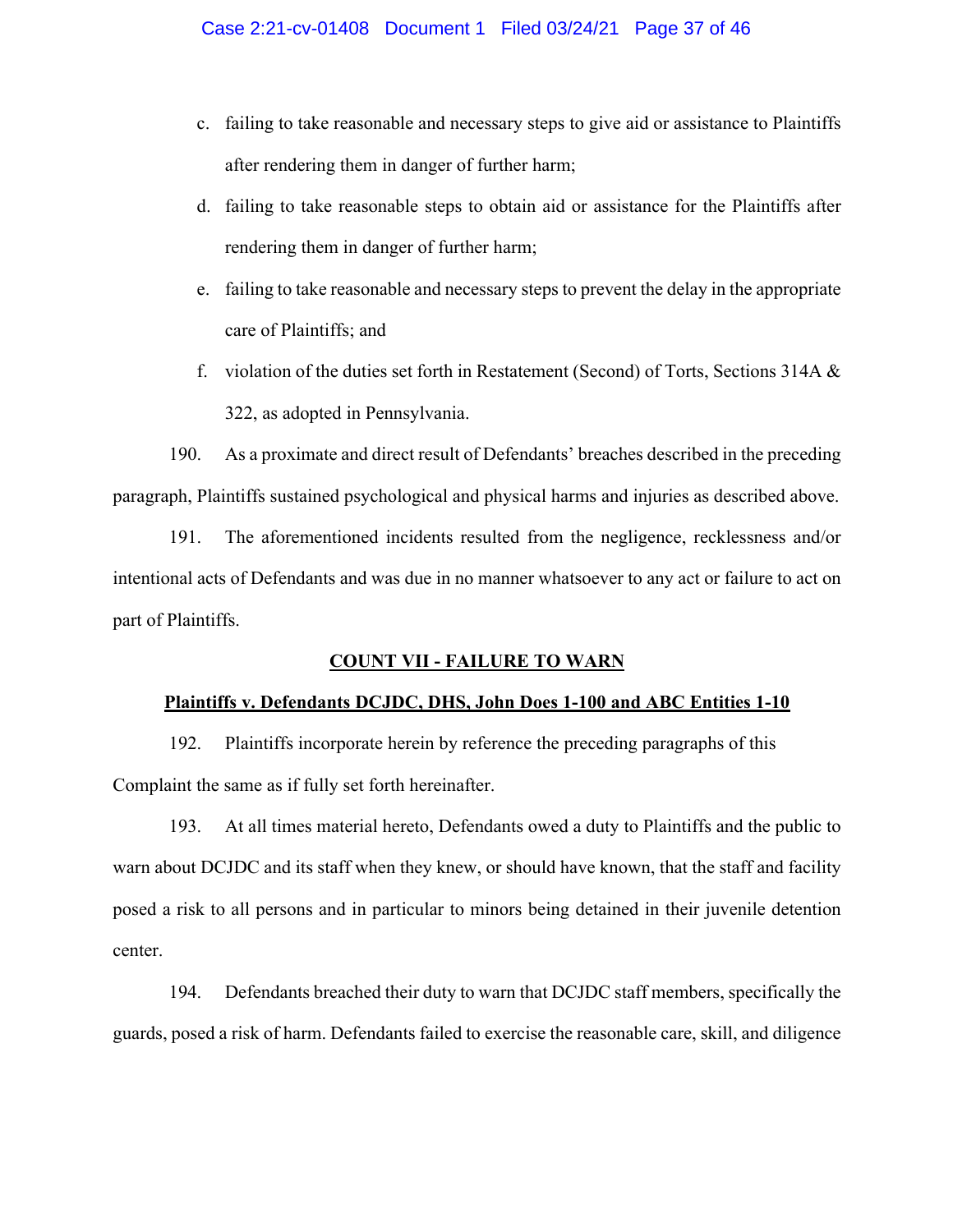c. failing to take reasonable and necessary steps to give aid or assistance to Plaintiffs after rendering them in danger of further harm;

d. failing to take reasonable steps to obtain aid or assistance for the Plaintiffs after rendering them in danger of further harm;

e. failing to take reasonable and necessary steps to prevent the delay in the appropriate care of Plaintiffs; and

f. violation of the duties set forth in Restatement (Second) of Torts, Sections 314A & 322, as adopted in Pennsylvania.

190. As a proximate and direct result of Defendants' breaches described in the preceding paragraph, Plaintiffs sustained psychological and physical harms and injuries as described above.

191. The aforementioned incidents resulted from the negligence, recklessness and/or intentional acts of Defendants and was due in no manner whatsoever to any act or failure to act on part of Plaintiffs.

**COUNT VII - FAILURE TO WARN**

**Plaintiffs v. Defendants DCJDC, DHS, John Does 1-100 and ABC Entities 1-10**

192. Plaintiffs incorporate herein by reference the preceding paragraphs of this Complaint the same as if fully set forth hereinafter.

193. At all times material hereto, Defendants owed a duty to Plaintiffs and the public to warn about DCJDC and its staff when they knew, or should have known, that the staff and facility posed a risk to all persons and in particular to minors being detained in their juvenile detention center.

194. Defendants breached their duty to warn that DCJDC staff members, specifically the guards, posed a risk of harm. Defendants failed to exercise the reasonable care, skill, and diligence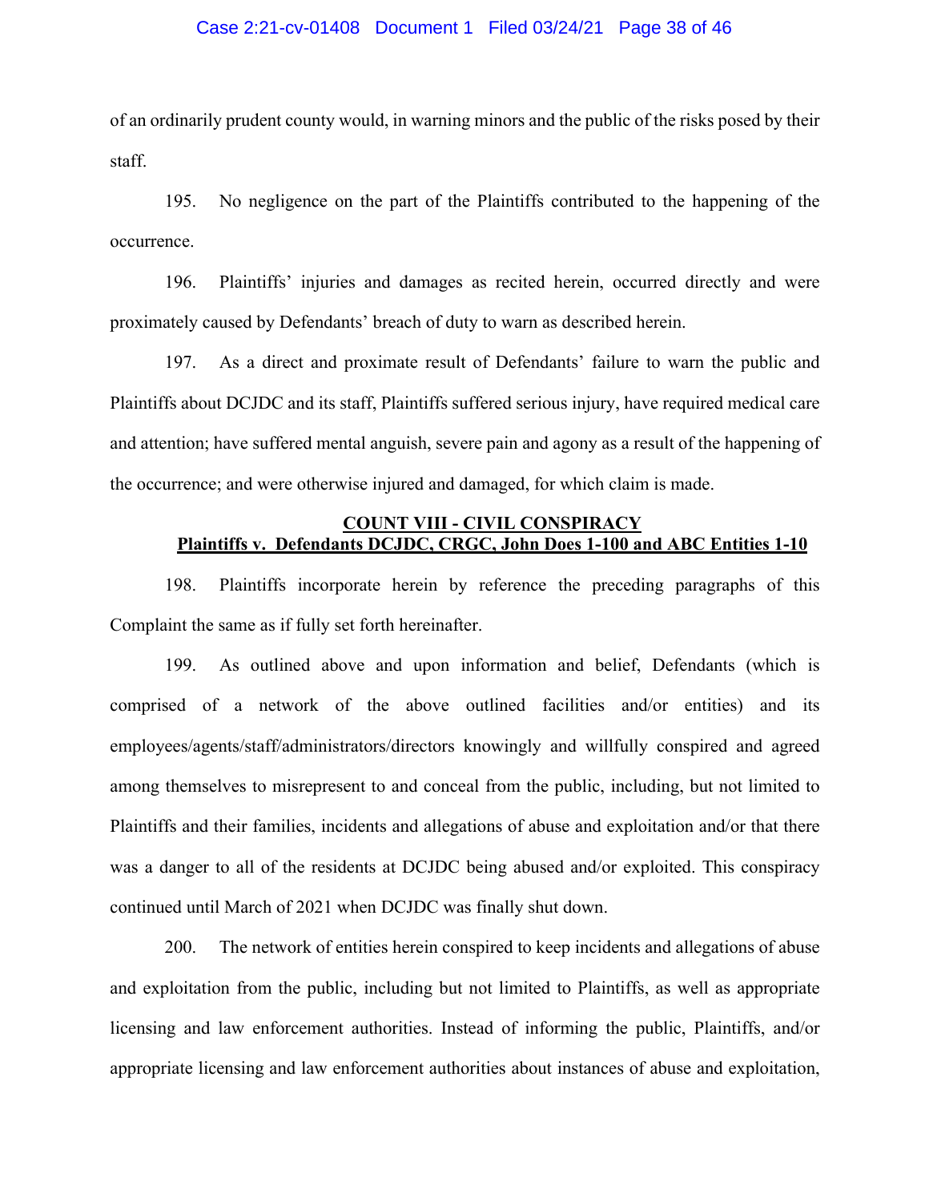of an ordinarily prudent county would, in warning minors and the public of the risks posed by their staff.

195. No negligence on the part of the Plaintiffs contributed to the happening of the occurrence.

196. Plaintiffs' injuries and damages as recited herein, occurred directly and were proximately caused by Defendants' breach of duty to warn as described herein.

197. As a direct and proximate result of Defendants' failure to warn the public and Plaintiffs about DCJDC and its staff, Plaintiffs suffered serious injury, have required medical care and attention; have suffered mental anguish, severe pain and agony as a result of the happening of the occurrence; and were otherwise injured and damaged, for which claim is made.

**COUNT VIII - CIVIL CONSPIRACY**
**Plaintiffs v. Defendants DCJDC, CRGC, John Does 1-100 and ABC Entities 1-10**

198. Plaintiffs incorporate herein by reference the preceding paragraphs of this Complaint the same as if fully set forth hereinafter.

199. As outlined above and upon information and belief, Defendants (which is comprised of a network of the above outlined facilities and/or entities) and its employees/agents/staff/administrators/directors knowingly and willfully conspired and agreed among themselves to misrepresent to and conceal from the public, including, but not limited to Plaintiffs and their families, incidents and allegations of abuse and exploitation and/or that there was a danger to all of the residents at DCJDC being abused and/or exploited. This conspiracy continued until March of 2021 when DCJDC was finally shut down.

200. The network of entities herein conspired to keep incidents and allegations of abuse and exploitation from the public, including but not limited to Plaintiffs, as well as appropriate licensing and law enforcement authorities. Instead of informing the public, Plaintiffs, and/or appropriate licensing and law enforcement authorities about instances of abuse and exploitation,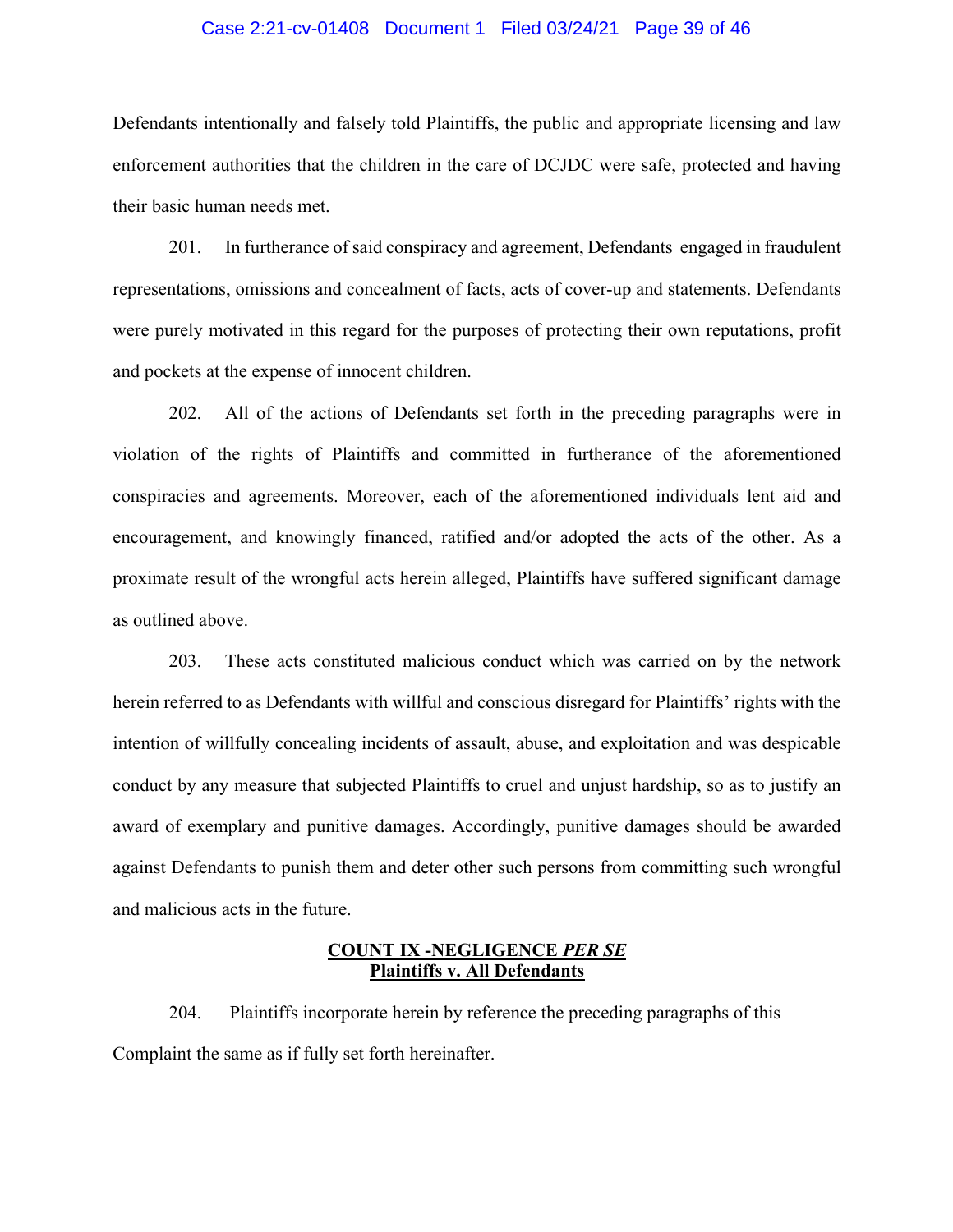Defendants intentionally and falsely told Plaintiffs, the public and appropriate licensing and law enforcement authorities that the children in the care of DCJDC were safe, protected and having their basic human needs met.

201. In furtherance of said conspiracy and agreement, Defendants engaged in fraudulent representations, omissions and concealment of facts, acts of cover-up and statements. Defendants were purely motivated in this regard for the purposes of protecting their own reputations, profit and pockets at the expense of innocent children.

202. All of the actions of Defendants set forth in the preceding paragraphs were in violation of the rights of Plaintiffs and committed in furtherance of the aforementioned conspiracies and agreements. Moreover, each of the aforementioned individuals lent aid and encouragement, and knowingly financed, ratified and/or adopted the acts of the other. As a proximate result of the wrongful acts herein alleged, Plaintiffs have suffered significant damage as outlined above.

203. These acts constituted malicious conduct which was carried on by the network herein referred to as Defendants with willful and conscious disregard for Plaintiffs' rights with the intention of willfully concealing incidents of assault, abuse, and exploitation and was despicable conduct by any measure that subjected Plaintiffs to cruel and unjust hardship, so as to justify an award of exemplary and punitive damages. Accordingly, punitive damages should be awarded against Defendants to punish them and deter other such persons from committing such wrongful and malicious acts in the future.

**COUNT IX -NEGLIGENCE *PER SE***
**Plaintiffs v. All Defendants**

204. Plaintiffs incorporate herein by reference the preceding paragraphs of this Complaint the same as if fully set forth hereinafter.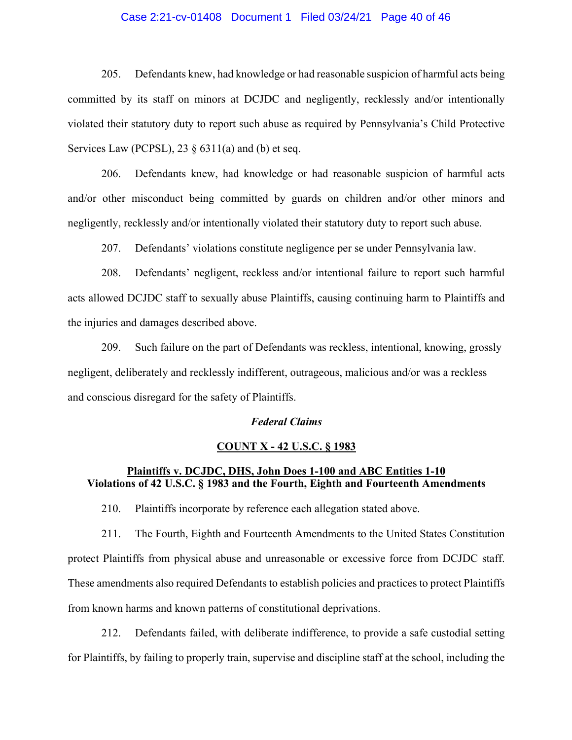205. Defendants knew, had knowledge or had reasonable suspicion of harmful acts being committed by its staff on minors at DCJDC and negligently, recklessly and/or intentionally violated their statutory duty to report such abuse as required by Pennsylvania's Child Protective Services Law (PCPSL), 23 § 6311(a) and (b) et seq.

206. Defendants knew, had knowledge or had reasonable suspicion of harmful acts and/or other misconduct being committed by guards on children and/or other minors and negligently, recklessly and/or intentionally violated their statutory duty to report such abuse.

207. Defendants' violations constitute negligence per se under Pennsylvania law.

208. Defendants' negligent, reckless and/or intentional failure to report such harmful acts allowed DCJDC staff to sexually abuse Plaintiffs, causing continuing harm to Plaintiffs and the injuries and damages described above.

209. Such failure on the part of Defendants was reckless, intentional, knowing, grossly negligent, deliberately and recklessly indifferent, outrageous, malicious and/or was a reckless and conscious disregard for the safety of Plaintiffs.

***Federal Claims***

**COUNT X - 42 U.S.C. § 1983**

**Plaintiffs v. DCJDC, DHS, John Does 1-100 and ABC Entities 1-10**
**Violations of 42 U.S.C. § 1983 and the Fourth, Eighth and Fourteenth Amendments**

210. Plaintiffs incorporate by reference each allegation stated above.

211. The Fourth, Eighth and Fourteenth Amendments to the United States Constitution protect Plaintiffs from physical abuse and unreasonable or excessive force from DCJDC staff. These amendments also required Defendants to establish policies and practices to protect Plaintiffs from known harms and known patterns of constitutional deprivations.

212. Defendants failed, with deliberate indifference, to provide a safe custodial setting for Plaintiffs, by failing to properly train, supervise and discipline staff at the school, including the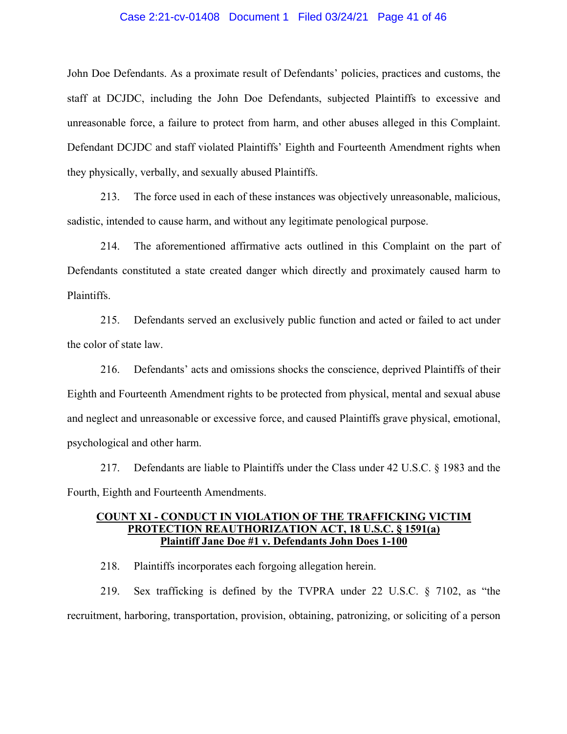John Doe Defendants. As a proximate result of Defendants' policies, practices and customs, the staff at DCJDC, including the John Doe Defendants, subjected Plaintiffs to excessive and unreasonable force, a failure to protect from harm, and other abuses alleged in this Complaint. Defendant DCJDC and staff violated Plaintiffs' Eighth and Fourteenth Amendment rights when they physically, verbally, and sexually abused Plaintiffs.

213. The force used in each of these instances was objectively unreasonable, malicious, sadistic, intended to cause harm, and without any legitimate penological purpose.

214. The aforementioned affirmative acts outlined in this Complaint on the part of Defendants constituted a state created danger which directly and proximately caused harm to Plaintiffs.

215. Defendants served an exclusively public function and acted or failed to act under the color of state law.

216. Defendants' acts and omissions shocks the conscience, deprived Plaintiffs of their Eighth and Fourteenth Amendment rights to be protected from physical, mental and sexual abuse and neglect and unreasonable or excessive force, and caused Plaintiffs grave physical, emotional, psychological and other harm.

217. Defendants are liable to Plaintiffs under the Class under 42 U.S.C. § 1983 and the Fourth, Eighth and Fourteenth Amendments.

**COUNT XI - CONDUCT IN VIOLATION OF THE TRAFFICKING VICTIM PROTECTION REAUTHORIZATION ACT, 18 U.S.C. § 1591(a)**
**Plaintiff Jane Doe #1 v. Defendants John Does 1-100**

218. Plaintiffs incorporates each forgoing allegation herein.

219. Sex trafficking is defined by the TVPRA under 22 U.S.C. § 7102, as "the recruitment, harboring, transportation, provision, obtaining, patronizing, or soliciting of a person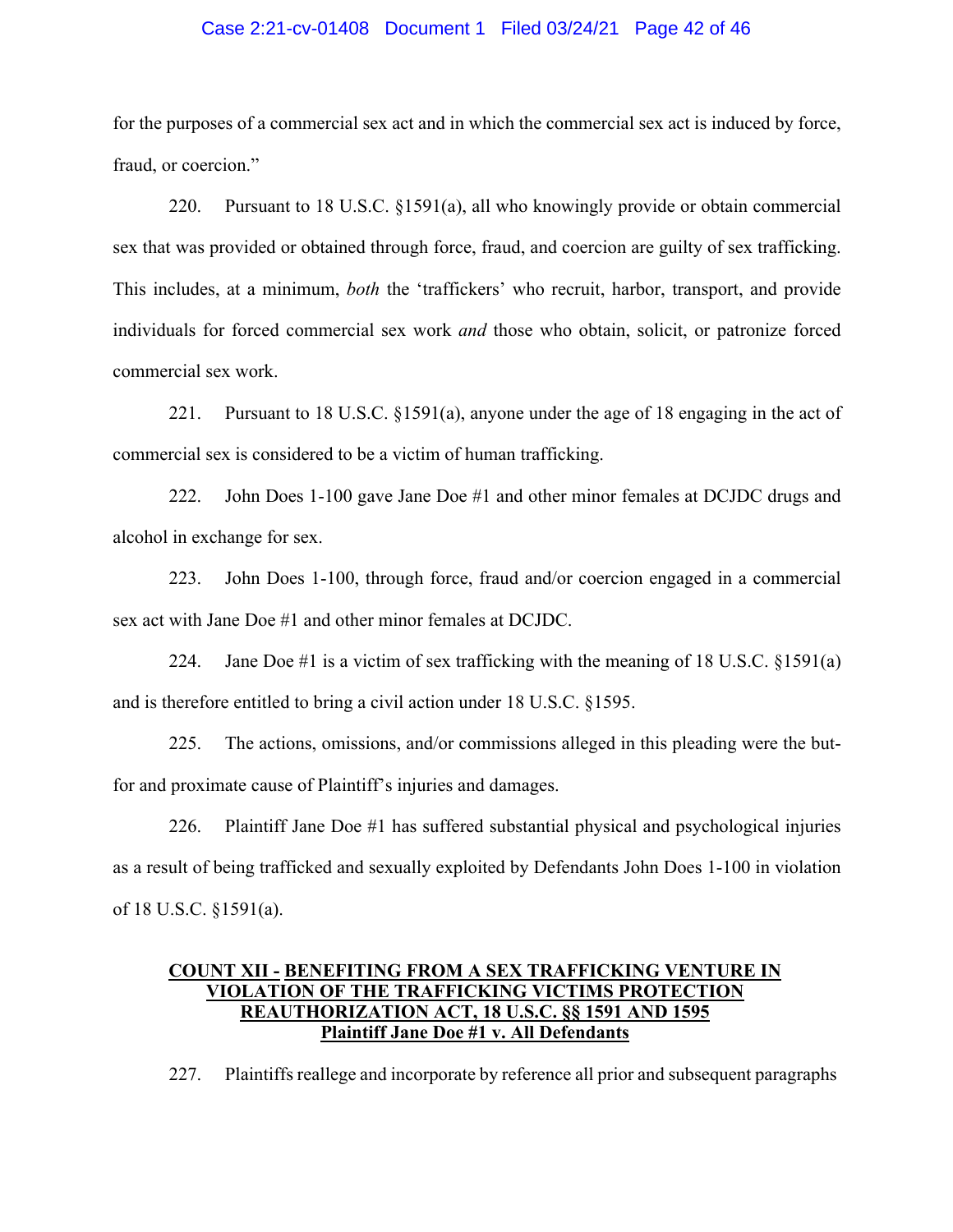for the purposes of a commercial sex act and in which the commercial sex act is induced by force, fraud, or coercion."

220. Pursuant to 18 U.S.C. §1591(a), all who knowingly provide or obtain commercial sex that was provided or obtained through force, fraud, and coercion are guilty of sex trafficking. This includes, at a minimum, *both* the 'traffickers' who recruit, harbor, transport, and provide individuals for forced commercial sex work *and* those who obtain, solicit, or patronize forced commercial sex work.

221. Pursuant to 18 U.S.C. §1591(a), anyone under the age of 18 engaging in the act of commercial sex is considered to be a victim of human trafficking.

222. John Does 1-100 gave Jane Doe #1 and other minor females at DCJDC drugs and alcohol in exchange for sex.

223. John Does 1-100, through force, fraud and/or coercion engaged in a commercial sex act with Jane Doe #1 and other minor females at DCJDC.

224. Jane Doe #1 is a victim of sex trafficking with the meaning of 18 U.S.C. §1591(a) and is therefore entitled to bring a civil action under 18 U.S.C. §1595.

225. The actions, omissions, and/or commissions alleged in this pleading were the but-for and proximate cause of Plaintiff's injuries and damages.

226. Plaintiff Jane Doe #1 has suffered substantial physical and psychological injuries as a result of being trafficked and sexually exploited by Defendants John Does 1-100 in violation of 18 U.S.C. §1591(a).

**COUNT XII - BENEFITING FROM A SEX TRAFFICKING VENTURE IN VIOLATION OF THE TRAFFICKING VICTIMS PROTECTION REAUTHORIZATION ACT, 18 U.S.C. §§ 1591 AND 1595**
**Plaintiff Jane Doe #1 v. All Defendants**

227. Plaintiffs reallege and incorporate by reference all prior and subsequent paragraphs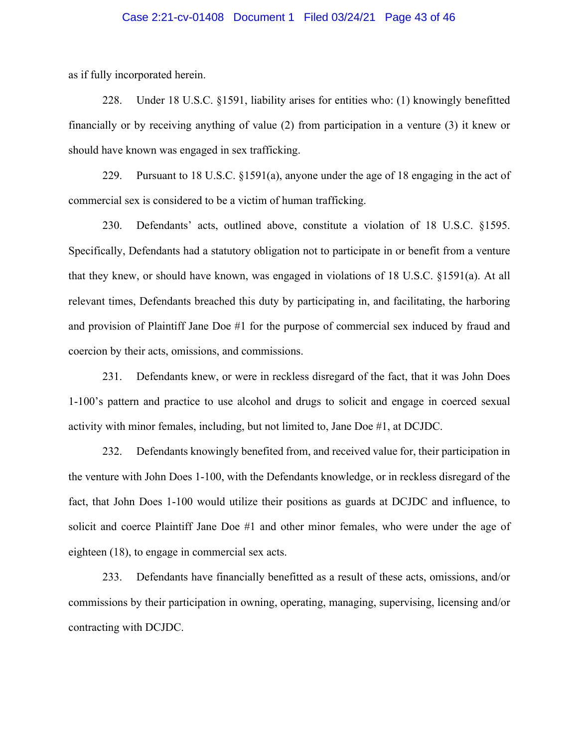as if fully incorporated herein.

228. Under 18 U.S.C. §1591, liability arises for entities who: (1) knowingly benefitted financially or by receiving anything of value (2) from participation in a venture (3) it knew or should have known was engaged in sex trafficking.

229. Pursuant to 18 U.S.C. §1591(a), anyone under the age of 18 engaging in the act of commercial sex is considered to be a victim of human trafficking.

230. Defendants' acts, outlined above, constitute a violation of 18 U.S.C. §1595. Specifically, Defendants had a statutory obligation not to participate in or benefit from a venture that they knew, or should have known, was engaged in violations of 18 U.S.C. §1591(a). At all relevant times, Defendants breached this duty by participating in, and facilitating, the harboring and provision of Plaintiff Jane Doe #1 for the purpose of commercial sex induced by fraud and coercion by their acts, omissions, and commissions.

231. Defendants knew, or were in reckless disregard of the fact, that it was John Does 1-100's pattern and practice to use alcohol and drugs to solicit and engage in coerced sexual activity with minor females, including, but not limited to, Jane Doe #1, at DCJDC.

232. Defendants knowingly benefited from, and received value for, their participation in the venture with John Does 1-100, with the Defendants knowledge, or in reckless disregard of the fact, that John Does 1-100 would utilize their positions as guards at DCJDC and influence, to solicit and coerce Plaintiff Jane Doe #1 and other minor females, who were under the age of eighteen (18), to engage in commercial sex acts.

233. Defendants have financially benefitted as a result of these acts, omissions, and/or commissions by their participation in owning, operating, managing, supervising, licensing and/or contracting with DCJDC.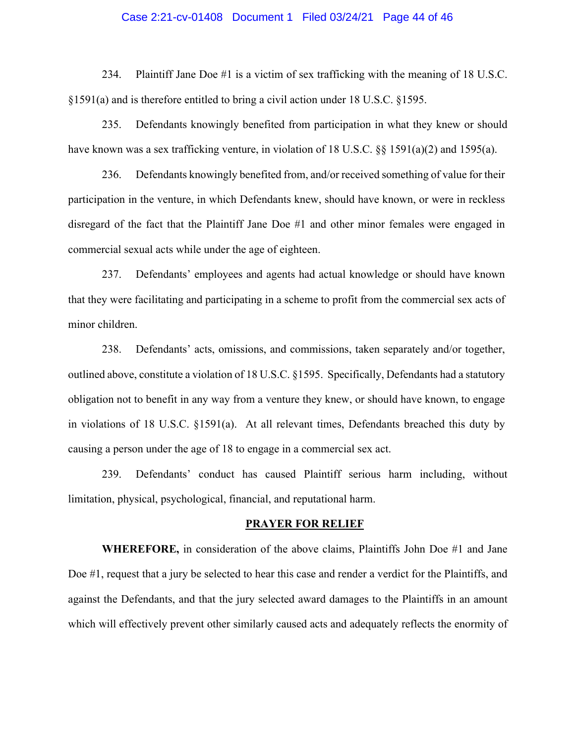234. Plaintiff Jane Doe #1 is a victim of sex trafficking with the meaning of 18 U.S.C. §1591(a) and is therefore entitled to bring a civil action under 18 U.S.C. §1595.

235. Defendants knowingly benefited from participation in what they knew or should have known was a sex trafficking venture, in violation of 18 U.S.C. §§ 1591(a)(2) and 1595(a).

236. Defendants knowingly benefited from, and/or received something of value for their participation in the venture, in which Defendants knew, should have known, or were in reckless disregard of the fact that the Plaintiff Jane Doe #1 and other minor females were engaged in commercial sexual acts while under the age of eighteen.

237. Defendants' employees and agents had actual knowledge or should have known that they were facilitating and participating in a scheme to profit from the commercial sex acts of minor children.

238. Defendants' acts, omissions, and commissions, taken separately and/or together, outlined above, constitute a violation of 18 U.S.C. §1595. Specifically, Defendants had a statutory obligation not to benefit in any way from a venture they knew, or should have known, to engage in violations of 18 U.S.C. §1591(a). At all relevant times, Defendants breached this duty by causing a person under the age of 18 to engage in a commercial sex act.

239. Defendants' conduct has caused Plaintiff serious harm including, without limitation, physical, psychological, financial, and reputational harm.

## PRAYER FOR RELIEF

**WHEREFORE,** in consideration of the above claims, Plaintiffs John Doe #1 and Jane Doe #1, request that a jury be selected to hear this case and render a verdict for the Plaintiffs, and against the Defendants, and that the jury selected award damages to the Plaintiffs in an amount which will effectively prevent other similarly caused acts and adequately reflects the enormity of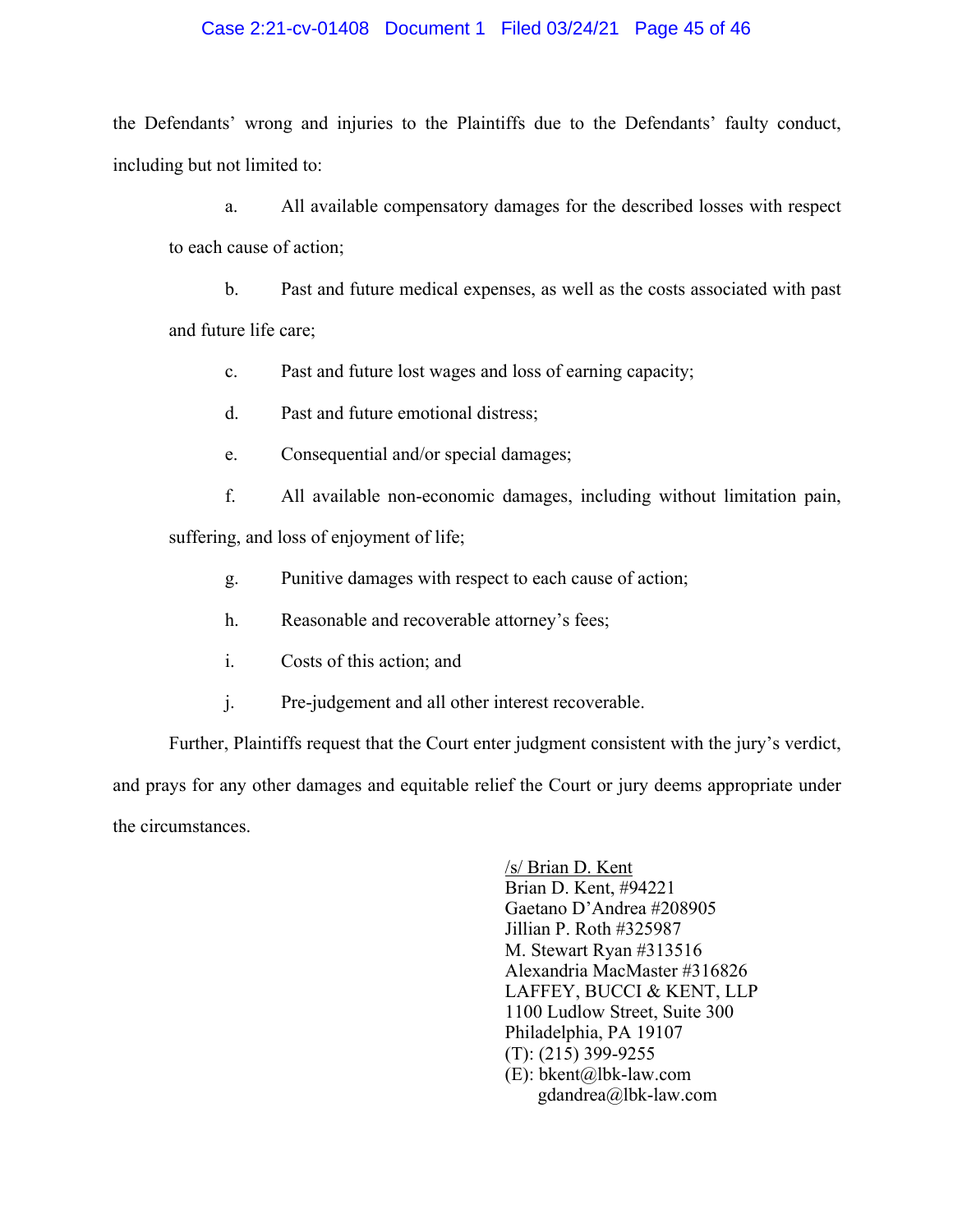the Defendants' wrong and injuries to the Plaintiffs due to the Defendants' faulty conduct, including but not limited to:

a. All available compensatory damages for the described losses with respect to each cause of action;

b. Past and future medical expenses, as well as the costs associated with past and future life care;

c. Past and future lost wages and loss of earning capacity;

d. Past and future emotional distress;

e. Consequential and/or special damages;

f. All available non-economic damages, including without limitation pain, suffering, and loss of enjoyment of life;

g. Punitive damages with respect to each cause of action;

h. Reasonable and recoverable attorney's fees;

i. Costs of this action; and

j. Pre-judgement and all other interest recoverable.

Further, Plaintiffs request that the Court enter judgment consistent with the jury's verdict, and prays for any other damages and equitable relief the Court or jury deems appropriate under the circumstances.

/s/ Brian D. Kent
Brian D. Kent, #94221
Gaetano D'Andrea #208905
Jillian P. Roth #325987
M. Stewart Ryan #313516
Alexandria MacMaster #316826
LAFFEY, BUCCI & KENT, LLP
1100 Ludlow Street, Suite 300
Philadelphia, PA 19107
(T): (215) 399-9255
(E): bkent@lbk-law.com
gdandrea@lbk-law.com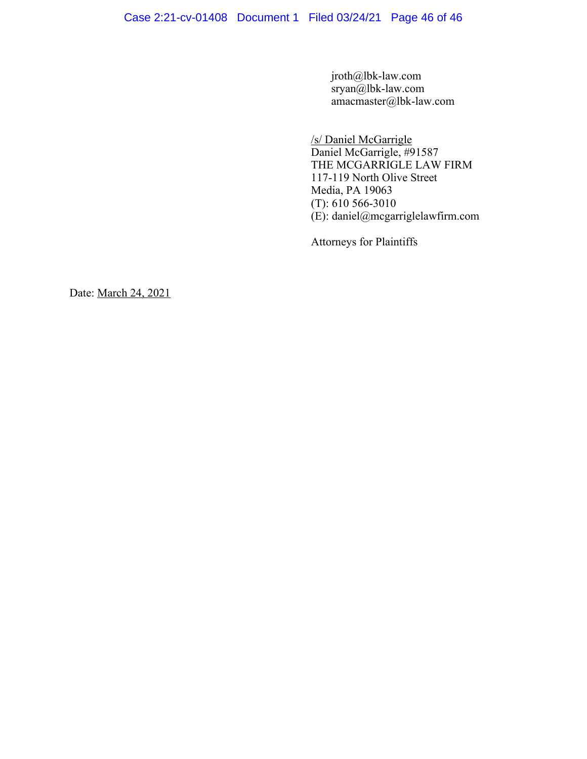jroth@lbk-law.com
sryan@lbk-law.com
amacmaster@lbk-law.com

/s/ Daniel McGarrigle
Daniel McGarrigle, #91587
THE MCGARRIGLE LAW FIRM
117-119 North Olive Street
Media, PA 19063
(T): 610 566-3010
(E): daniel@mcgarriglelawfirm.com

Attorneys for Plaintiffs

Date: March 24, 2021